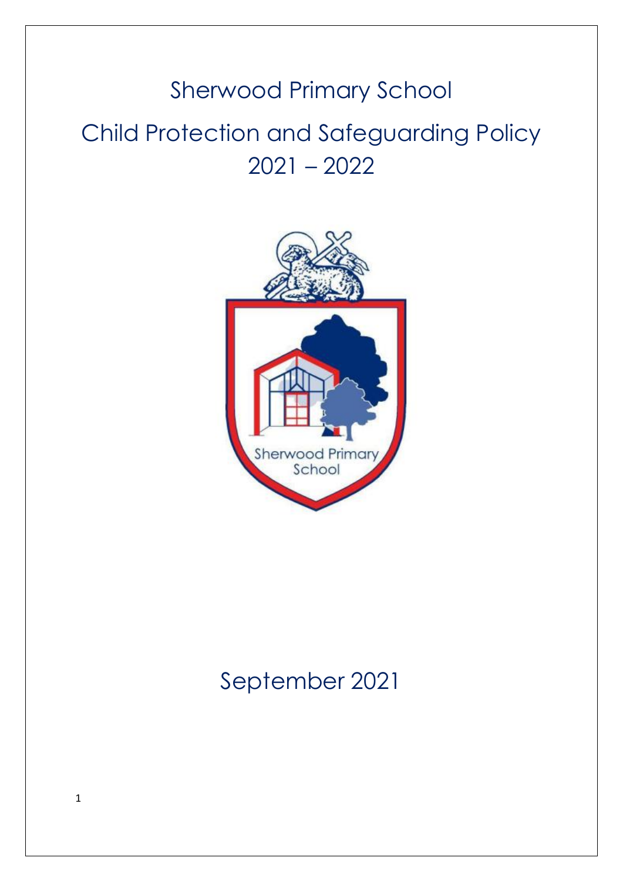# Sherwood Primary School

# Child Protection and Safeguarding Policy 2021 – 2022

Sherwood Primary School

September 2021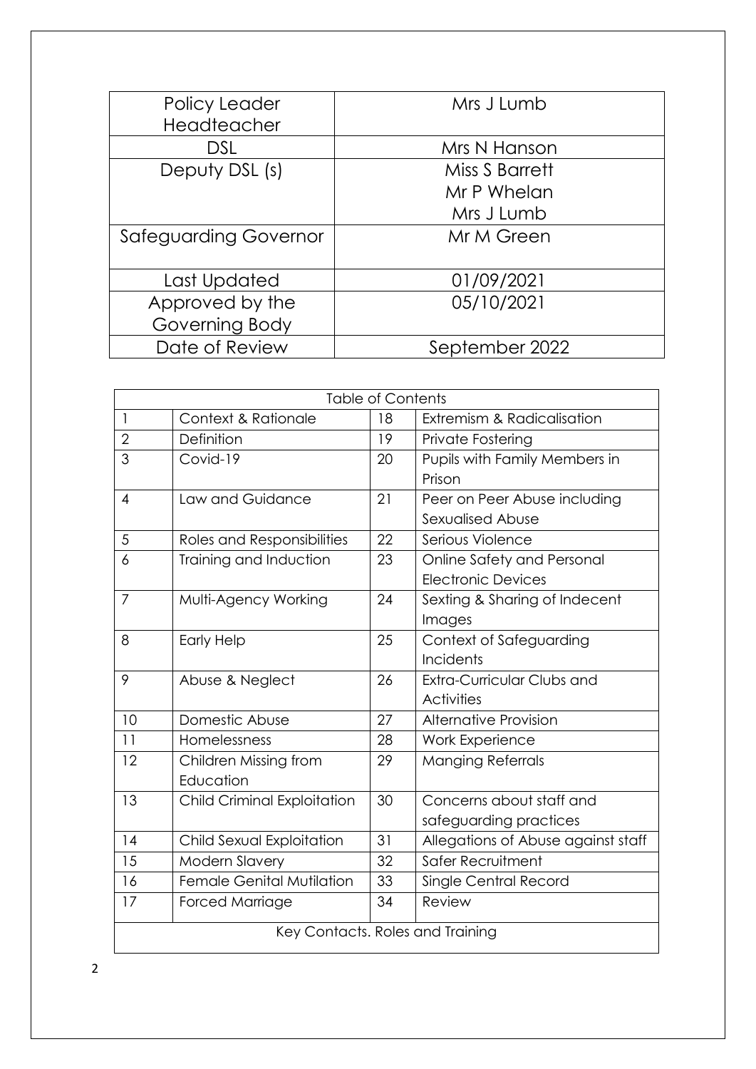| | |
|---|---|
| Policy Leader Headteacher | Mrs J Lumb |
| DSL | Mrs N Hanson |
| Deputy DSL (s) | Miss S Barrett<br>Mr P Whelan<br>Mrs J Lumb |
| Safeguarding Governor | Mr M Green |
| Last Updated | 01/09/2021 |
| Approved by the Governing Body | 05/10/2021 |
| Date of Review | September 2022 |

| Table of Contents | | | |
|---|---|---|---|
| 1 | Context & Rationale | 18 | Extremism & Radicalisation |
| 2 | Definition | 19 | Private Fostering |
| 3 | Covid-19 | 20 | Pupils with Family Members in Prison |
| 4 | Law and Guidance | 21 | Peer on Peer Abuse including Sexualised Abuse |
| 5 | Roles and Responsibilities | 22 | Serious Violence |
| 6 | Training and Induction | 23 | Online Safety and Personal Electronic Devices |
| 7 | Multi-Agency Working | 24 | Sexting & Sharing of Indecent Images |
| 8 | Early Help | 25 | Context of Safeguarding Incidents |
| 9 | Abuse & Neglect | 26 | Extra-Curricular Clubs and Activities |
| 10 | Domestic Abuse | 27 | Alternative Provision |
| 11 | Homelessness | 28 | Work Experience |
| 12 | Children Missing from Education | 29 | Manging Referrals |
| 13 | Child Criminal Exploitation | 30 | Concerns about staff and safeguarding practices |
| 14 | Child Sexual Exploitation | 31 | Allegations of Abuse against staff |
| 15 | Modern Slavery | 32 | Safer Recruitment |
| 16 | Female Genital Mutilation | 33 | Single Central Record |
| 17 | Forced Marriage | 34 | Review |
| Key Contacts. Roles and Training | | | |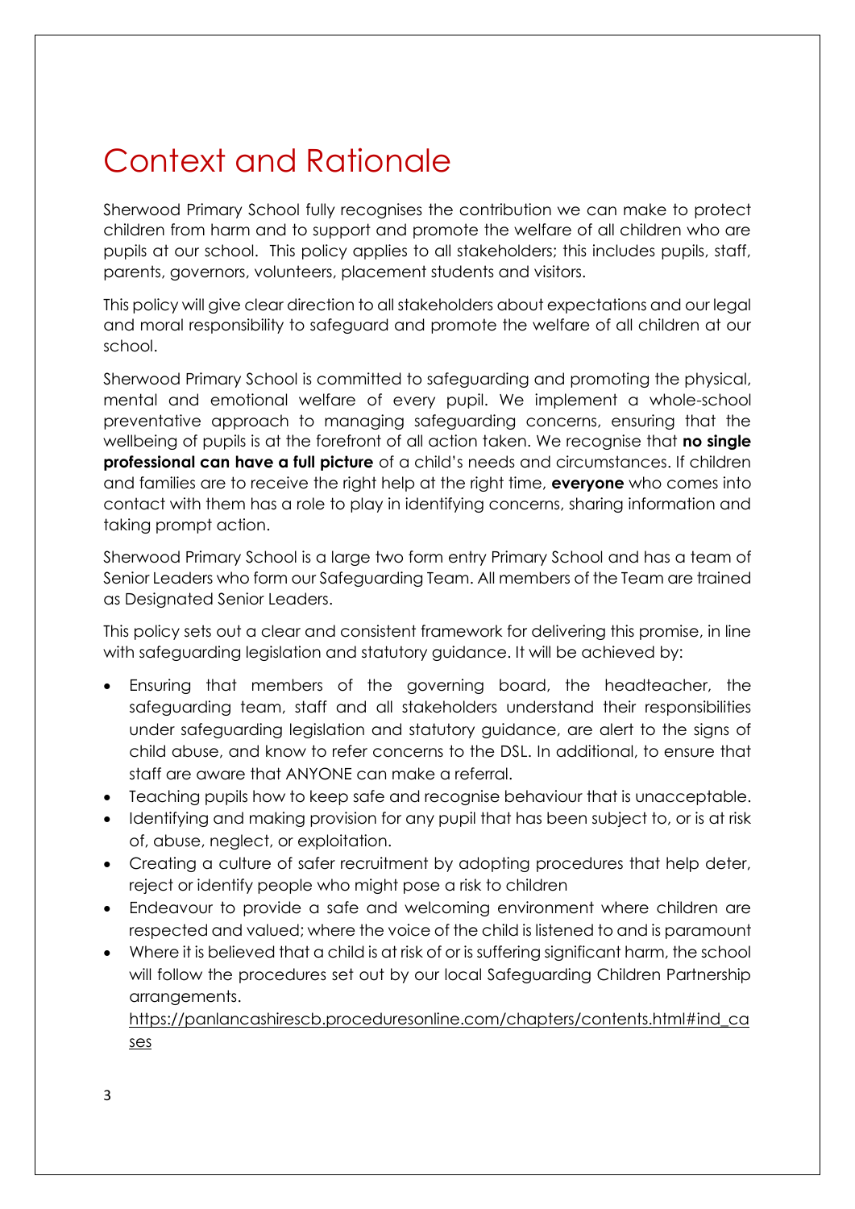# Context and Rationale

Sherwood Primary School fully recognises the contribution we can make to protect children from harm and to support and promote the welfare of all children who are pupils at our school. This policy applies to all stakeholders; this includes pupils, staff, parents, governors, volunteers, placement students and visitors.

This policy will give clear direction to all stakeholders about expectations and our legal and moral responsibility to safeguard and promote the welfare of all children at our school.

Sherwood Primary School is committed to safeguarding and promoting the physical, mental and emotional welfare of every pupil. We implement a whole-school preventative approach to managing safeguarding concerns, ensuring that the wellbeing of pupils is at the forefront of all action taken. We recognise that **no single professional can have a full picture** of a child's needs and circumstances. If children and families are to receive the right help at the right time, **everyone** who comes into contact with them has a role to play in identifying concerns, sharing information and taking prompt action.

Sherwood Primary School is a large two form entry Primary School and has a team of Senior Leaders who form our Safeguarding Team. All members of the Team are trained as Designated Senior Leaders.

This policy sets out a clear and consistent framework for delivering this promise, in line with safeguarding legislation and statutory guidance. It will be achieved by:

- Ensuring that members of the governing board, the headteacher, the safeguarding team, staff and all stakeholders understand their responsibilities under safeguarding legislation and statutory guidance, are alert to the signs of child abuse, and know to refer concerns to the DSL. In additional, to ensure that staff are aware that ANYONE can make a referral.
- Teaching pupils how to keep safe and recognise behaviour that is unacceptable.
- Identifying and making provision for any pupil that has been subject to, or is at risk of, abuse, neglect, or exploitation.
- Creating a culture of safer recruitment by adopting procedures that help deter, reject or identify people who might pose a risk to children
- Endeavour to provide a safe and welcoming environment where children are respected and valued; where the voice of the child is listened to and is paramount
- Where it is believed that a child is at risk of or is suffering significant harm, the school will follow the procedures set out by our local Safeguarding Children Partnership arrangements. https://panlancashirescb.proceduresonline.com/chapters/contents.html#ind_cases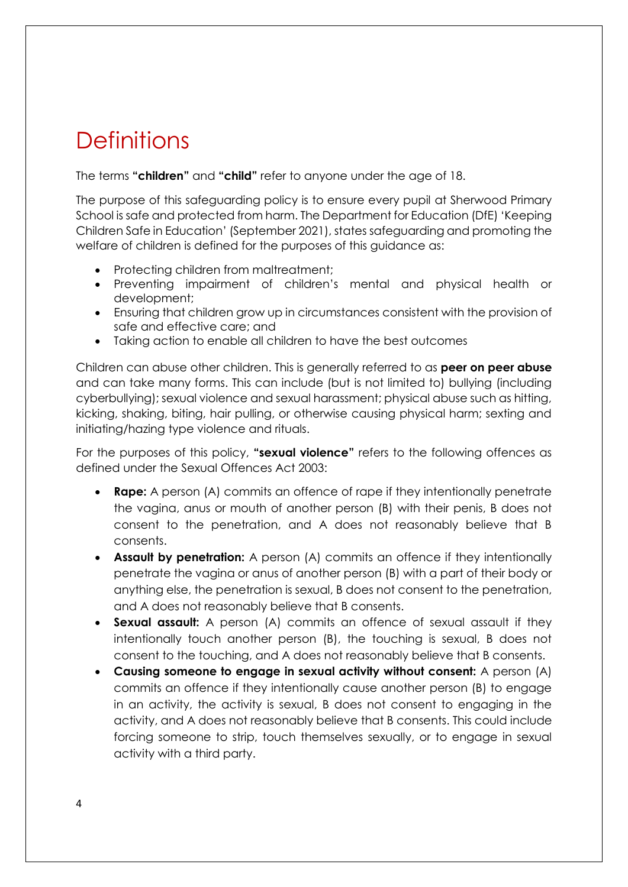# Definitions

The terms **"children"** and **"child"** refer to anyone under the age of 18.

The purpose of this safeguarding policy is to ensure every pupil at Sherwood Primary School is safe and protected from harm. The Department for Education (DfE) 'Keeping Children Safe in Education' (September 2021), states safeguarding and promoting the welfare of children is defined for the purposes of this guidance as:

- Protecting children from maltreatment;
- Preventing impairment of children's mental and physical health or development;
- Ensuring that children grow up in circumstances consistent with the provision of safe and effective care; and
- Taking action to enable all children to have the best outcomes

Children can abuse other children. This is generally referred to as **peer on peer abuse** and can take many forms. This can include (but is not limited to) bullying (including cyberbullying); sexual violence and sexual harassment; physical abuse such as hitting, kicking, shaking, biting, hair pulling, or otherwise causing physical harm; sexting and initiating/hazing type violence and rituals.

For the purposes of this policy, **"sexual violence"** refers to the following offences as defined under the Sexual Offences Act 2003:

- **Rape:** A person (A) commits an offence of rape if they intentionally penetrate the vagina, anus or mouth of another person (B) with their penis, B does not consent to the penetration, and A does not reasonably believe that B consents.
- **Assault by penetration:** A person (A) commits an offence if they intentionally penetrate the vagina or anus of another person (B) with a part of their body or anything else, the penetration is sexual, B does not consent to the penetration, and A does not reasonably believe that B consents.
- **Sexual assault:** A person (A) commits an offence of sexual assault if they intentionally touch another person (B), the touching is sexual, B does not consent to the touching, and A does not reasonably believe that B consents.
- **Causing someone to engage in sexual activity without consent:** A person (A) commits an offence if they intentionally cause another person (B) to engage in an activity, the activity is sexual, B does not consent to engaging in the activity, and A does not reasonably believe that B consents. This could include forcing someone to strip, touch themselves sexually, or to engage in sexual activity with a third party.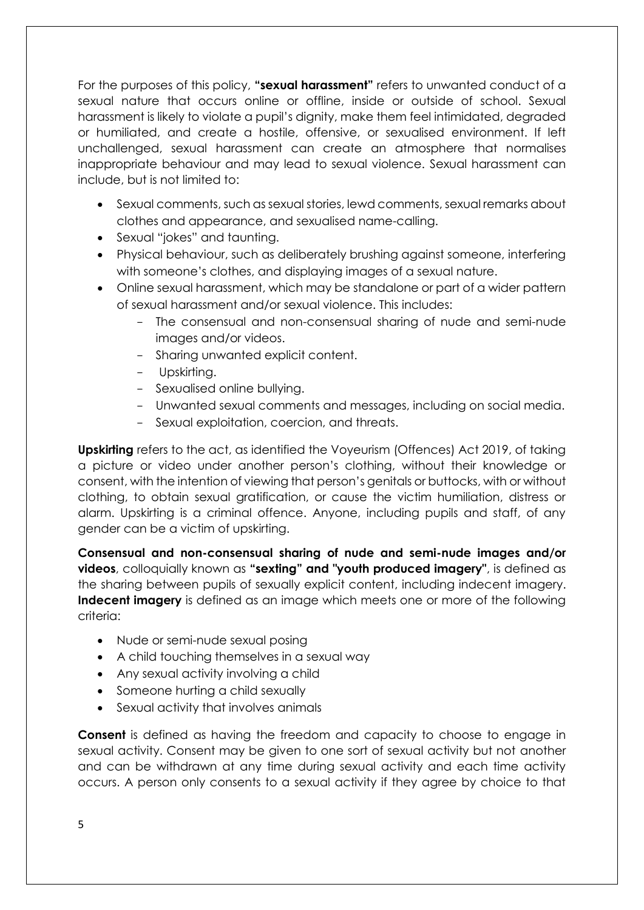For the purposes of this policy, **"sexual harassment"** refers to unwanted conduct of a sexual nature that occurs online or offline, inside or outside of school. Sexual harassment is likely to violate a pupil's dignity, make them feel intimidated, degraded or humiliated, and create a hostile, offensive, or sexualised environment. If left unchallenged, sexual harassment can create an atmosphere that normalises inappropriate behaviour and may lead to sexual violence. Sexual harassment can include, but is not limited to:

- Sexual comments, such as sexual stories, lewd comments, sexual remarks about clothes and appearance, and sexualised name-calling.
- Sexual "jokes" and taunting.
- Physical behaviour, such as deliberately brushing against someone, interfering with someone's clothes, and displaying images of a sexual nature.
- Online sexual harassment, which may be standalone or part of a wider pattern of sexual harassment and/or sexual violence. This includes:
  - The consensual and non-consensual sharing of nude and semi-nude images and/or videos.
  - Sharing unwanted explicit content.
  - Upskirting.
  - Sexualised online bullying.
  - Unwanted sexual comments and messages, including on social media.
  - Sexual exploitation, coercion, and threats.

**Upskirting** refers to the act, as identified the Voyeurism (Offences) Act 2019, of taking a picture or video under another person's clothing, without their knowledge or consent, with the intention of viewing that person's genitals or buttocks, with or without clothing, to obtain sexual gratification, or cause the victim humiliation, distress or alarm. Upskirting is a criminal offence. Anyone, including pupils and staff, of any gender can be a victim of upskirting.

**Consensual and non-consensual sharing of nude and semi-nude images and/or videos**, colloquially known as **"sexting" and "youth produced imagery"**, is defined as the sharing between pupils of sexually explicit content, including indecent imagery. **Indecent imagery** is defined as an image which meets one or more of the following criteria:

- Nude or semi-nude sexual posing
- A child touching themselves in a sexual way
- Any sexual activity involving a child
- Someone hurting a child sexually
- Sexual activity that involves animals

**Consent** is defined as having the freedom and capacity to choose to engage in sexual activity. Consent may be given to one sort of sexual activity but not another and can be withdrawn at any time during sexual activity and each time activity occurs. A person only consents to a sexual activity if they agree by choice to that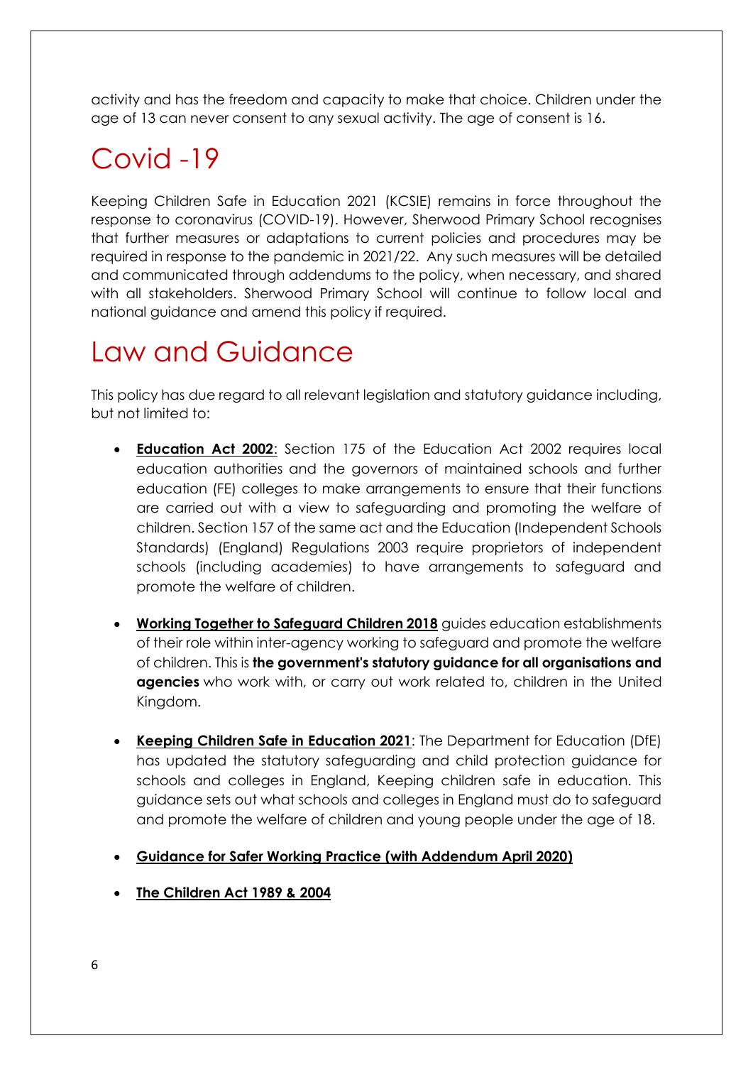activity and has the freedom and capacity to make that choice. Children under the age of 13 can never consent to any sexual activity. The age of consent is 16.

# Covid -19

Keeping Children Safe in Education 2021 (KCSIE) remains in force throughout the response to coronavirus (COVID-19). However, Sherwood Primary School recognises that further measures or adaptations to current policies and procedures may be required in response to the pandemic in 2021/22. Any such measures will be detailed and communicated through addendums to the policy, when necessary, and shared with all stakeholders. Sherwood Primary School will continue to follow local and national guidance and amend this policy if required.

# Law and Guidance

This policy has due regard to all relevant legislation and statutory guidance including, but not limited to:

- **Education Act 2002**: Section 175 of the Education Act 2002 requires local education authorities and the governors of maintained schools and further education (FE) colleges to make arrangements to ensure that their functions are carried out with a view to safeguarding and promoting the welfare of children. Section 157 of the same act and the Education (Independent Schools Standards) (England) Regulations 2003 require proprietors of independent schools (including academies) to have arrangements to safeguard and promote the welfare of children.

- **Working Together to Safeguard Children 2018** guides education establishments of their role within inter-agency working to safeguard and promote the welfare of children. This is **the government's statutory guidance for all organisations and agencies** who work with, or carry out work related to, children in the United Kingdom.

- **Keeping Children Safe in Education 2021**: The Department for Education (DfE) has updated the statutory safeguarding and child protection guidance for schools and colleges in England, Keeping children safe in education. This guidance sets out what schools and colleges in England must do to safeguard and promote the welfare of children and young people under the age of 18.

- **Guidance for Safer Working Practice (with Addendum April 2020)**

- **The Children Act 1989 & 2004**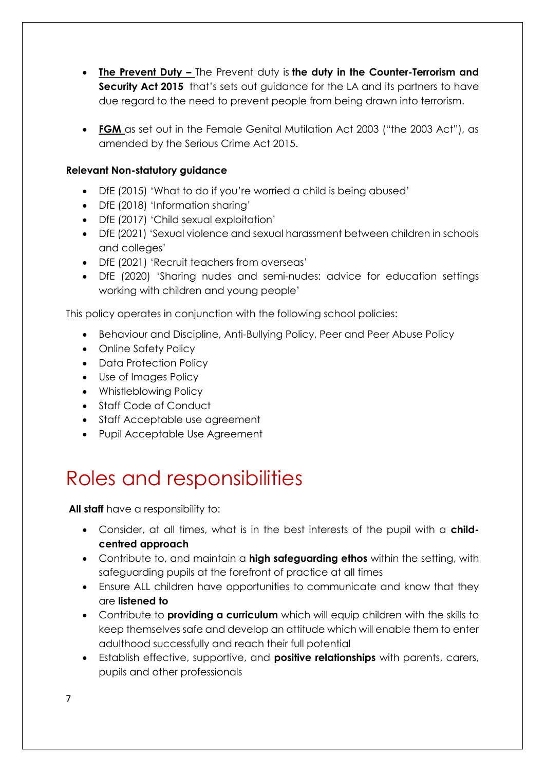- **The Prevent Duty –** The Prevent duty is **the duty in the Counter-Terrorism and Security Act 2015** that's sets out guidance for the LA and its partners to have due regard to the need to prevent people from being drawn into terrorism.

- **FGM** as set out in the Female Genital Mutilation Act 2003 ("the 2003 Act"), as amended by the Serious Crime Act 2015.

**Relevant Non-statutory guidance**

- DfE (2015) 'What to do if you're worried a child is being abused'
- DfE (2018) 'Information sharing'
- DfE (2017) 'Child sexual exploitation'
- DfE (2021) 'Sexual violence and sexual harassment between children in schools and colleges'
- DfE (2021) 'Recruit teachers from overseas'
- DfE (2020) 'Sharing nudes and semi-nudes: advice for education settings working with children and young people'

This policy operates in conjunction with the following school policies:

- Behaviour and Discipline, Anti-Bullying Policy, Peer and Peer Abuse Policy
- Online Safety Policy
- Data Protection Policy
- Use of Images Policy
- Whistleblowing Policy
- Staff Code of Conduct
- Staff Acceptable use agreement
- Pupil Acceptable Use Agreement

# Roles and responsibilities

**All staff** have a responsibility to:

- Consider, at all times, what is in the best interests of the pupil with a **child-centred approach**
- Contribute to, and maintain a **high safeguarding ethos** within the setting, with safeguarding pupils at the forefront of practice at all times
- Ensure ALL children have opportunities to communicate and know that they are **listened to**
- Contribute to **providing a curriculum** which will equip children with the skills to keep themselves safe and develop an attitude which will enable them to enter adulthood successfully and reach their full potential
- Establish effective, supportive, and **positive relationships** with parents, carers, pupils and other professionals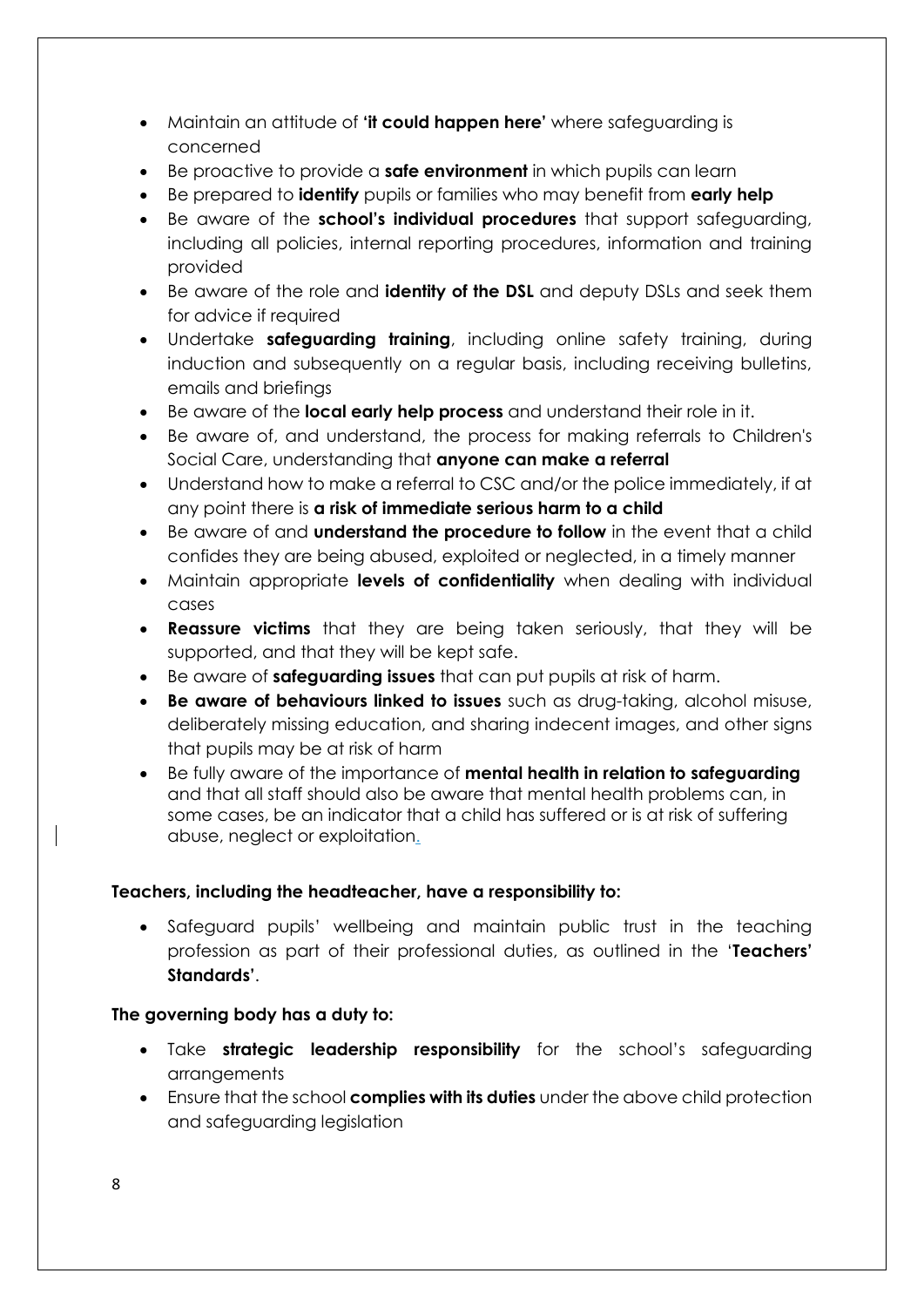- Maintain an attitude of **'it could happen here'** where safeguarding is concerned
- Be proactive to provide a **safe environment** in which pupils can learn
- Be prepared to **identify** pupils or families who may benefit from **early help**
- Be aware of the **school's individual procedures** that support safeguarding, including all policies, internal reporting procedures, information and training provided
- Be aware of the role and **identity of the DSL** and deputy DSLs and seek them for advice if required
- Undertake **safeguarding training**, including online safety training, during induction and subsequently on a regular basis, including receiving bulletins, emails and briefings
- Be aware of the **local early help process** and understand their role in it.
- Be aware of, and understand, the process for making referrals to Children's Social Care, understanding that **anyone can make a referral**
- Understand how to make a referral to CSC and/or the police immediately, if at any point there is **a risk of immediate serious harm to a child**
- Be aware of and **understand the procedure to follow** in the event that a child confides they are being abused, exploited or neglected, in a timely manner
- Maintain appropriate **levels of confidentiality** when dealing with individual cases
- **Reassure victims** that they are being taken seriously, that they will be supported, and that they will be kept safe.
- Be aware of **safeguarding issues** that can put pupils at risk of harm.
- **Be aware of behaviours linked to issues** such as drug-taking, alcohol misuse, deliberately missing education, and sharing indecent images, and other signs that pupils may be at risk of harm
- Be fully aware of the importance of **mental health in relation to safeguarding** and that all staff should also be aware that mental health problems can, in some cases, be an indicator that a child has suffered or is at risk of suffering abuse, neglect or exploitation.

**Teachers, including the headteacher, have a responsibility to:**

- Safeguard pupils' wellbeing and maintain public trust in the teaching profession as part of their professional duties, as outlined in the '**Teachers' Standards'**.

**The governing body has a duty to:**

- Take **strategic leadership responsibility** for the school's safeguarding arrangements
- Ensure that the school **complies with its duties** under the above child protection and safeguarding legislation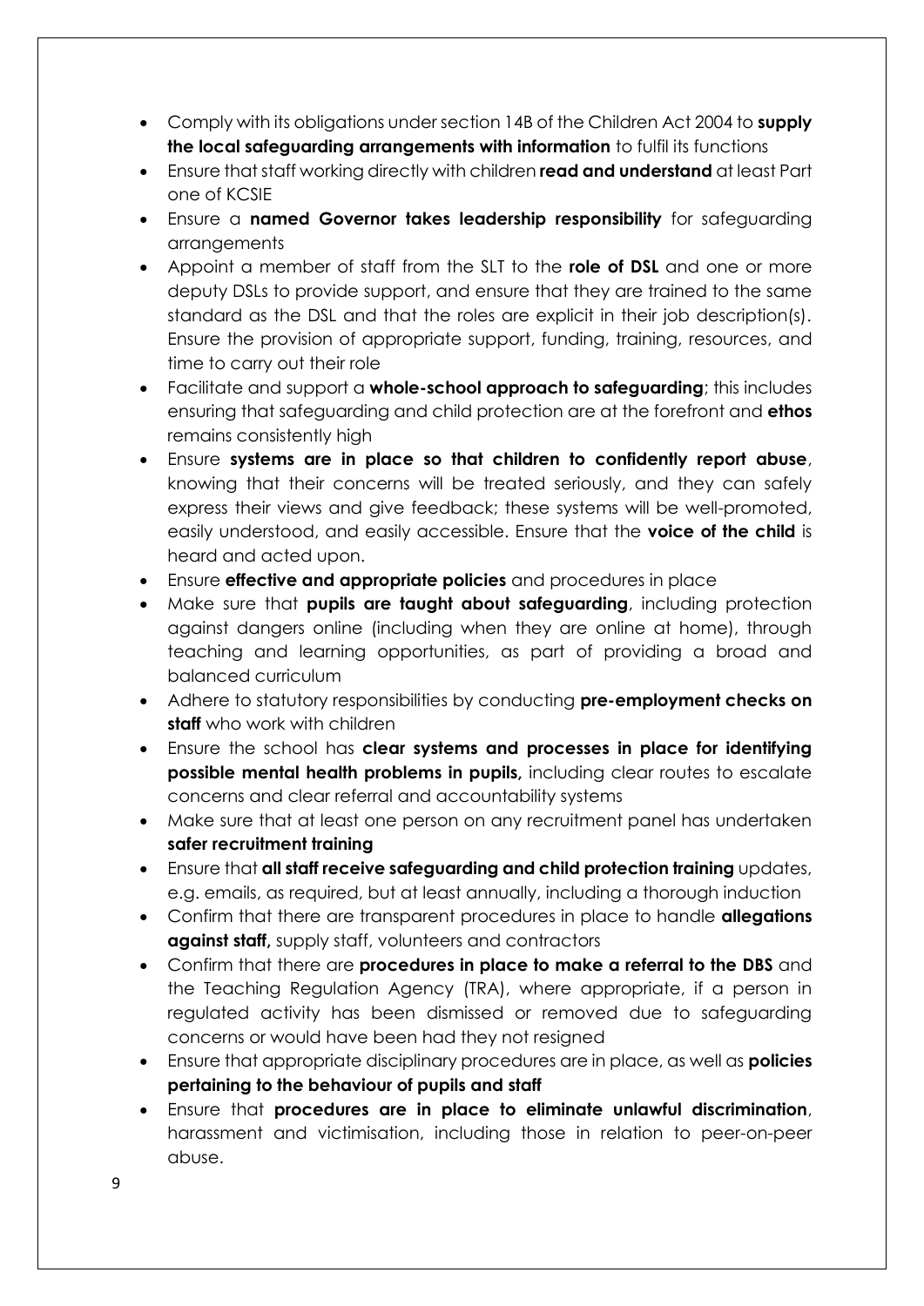- Comply with its obligations under section 14B of the Children Act 2004 to **supply the local safeguarding arrangements with information** to fulfil its functions
- Ensure that staff working directly with children **read and understand** at least Part one of KCSIE
- Ensure a **named Governor takes leadership responsibility** for safeguarding arrangements
- Appoint a member of staff from the SLT to the **role of DSL** and one or more deputy DSLs to provide support, and ensure that they are trained to the same standard as the DSL and that the roles are explicit in their job description(s). Ensure the provision of appropriate support, funding, training, resources, and time to carry out their role
- Facilitate and support a **whole-school approach to safeguarding**; this includes ensuring that safeguarding and child protection are at the forefront and **ethos** remains consistently high
- Ensure **systems are in place so that children to confidently report abuse**, knowing that their concerns will be treated seriously, and they can safely express their views and give feedback; these systems will be well-promoted, easily understood, and easily accessible. Ensure that the **voice of the child** is heard and acted upon.
- Ensure **effective and appropriate policies** and procedures in place
- Make sure that **pupils are taught about safeguarding**, including protection against dangers online (including when they are online at home), through teaching and learning opportunities, as part of providing a broad and balanced curriculum
- Adhere to statutory responsibilities by conducting **pre-employment checks on staff** who work with children
- Ensure the school has **clear systems and processes in place for identifying possible mental health problems in pupils,** including clear routes to escalate concerns and clear referral and accountability systems
- Make sure that at least one person on any recruitment panel has undertaken **safer recruitment training**
- Ensure that **all staff receive safeguarding and child protection training** updates, e.g. emails, as required, but at least annually, including a thorough induction
- Confirm that there are transparent procedures in place to handle **allegations against staff,** supply staff, volunteers and contractors
- Confirm that there are **procedures in place to make a referral to the DBS** and the Teaching Regulation Agency (TRA), where appropriate, if a person in regulated activity has been dismissed or removed due to safeguarding concerns or would have been had they not resigned
- Ensure that appropriate disciplinary procedures are in place, as well as **policies pertaining to the behaviour of pupils and staff**
- Ensure that **procedures are in place to eliminate unlawful discrimination**, harassment and victimisation, including those in relation to peer-on-peer abuse.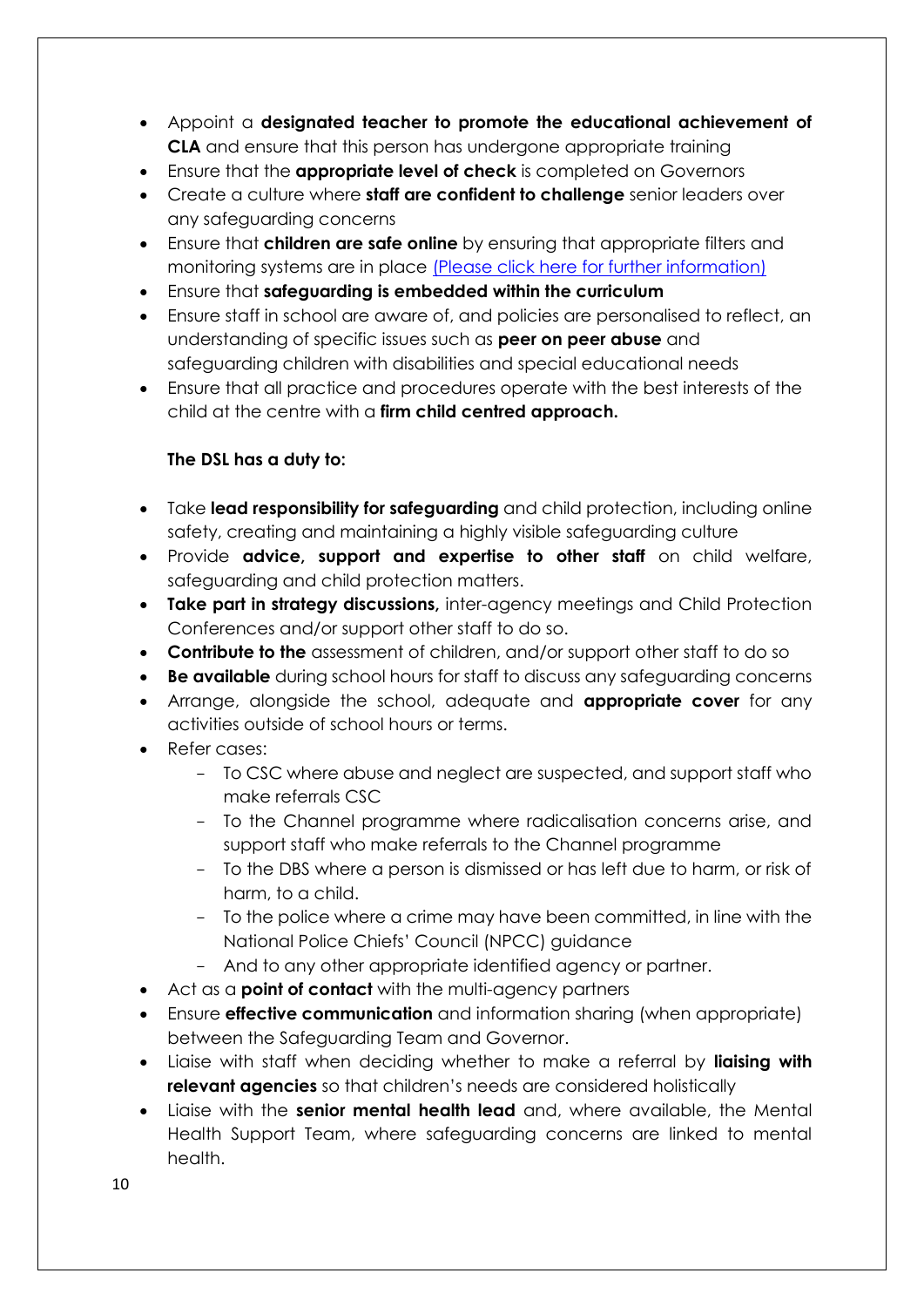- Appoint a **designated teacher to promote the educational achievement of CLA** and ensure that this person has undergone appropriate training
- Ensure that the **appropriate level of check** is completed on Governors
- Create a culture where **staff are confident to challenge** senior leaders over any safeguarding concerns
- Ensure that **children are safe online** by ensuring that appropriate filters and monitoring systems are in place (Please click here for further information)
- Ensure that **safeguarding is embedded within the curriculum**
- Ensure staff in school are aware of, and policies are personalised to reflect, an understanding of specific issues such as **peer on peer abuse** and safeguarding children with disabilities and special educational needs
- Ensure that all practice and procedures operate with the best interests of the child at the centre with a **firm child centred approach.**

**The DSL has a duty to:**

- Take **lead responsibility for safeguarding** and child protection, including online safety, creating and maintaining a highly visible safeguarding culture
- Provide **advice, support and expertise to other staff** on child welfare, safeguarding and child protection matters.
- **Take part in strategy discussions,** inter-agency meetings and Child Protection Conferences and/or support other staff to do so.
- **Contribute to the** assessment of children, and/or support other staff to do so
- **Be available** during school hours for staff to discuss any safeguarding concerns
- Arrange, alongside the school, adequate and **appropriate cover** for any activities outside of school hours or terms.
- Refer cases:
  - To CSC where abuse and neglect are suspected, and support staff who make referrals CSC
  - To the Channel programme where radicalisation concerns arise, and support staff who make referrals to the Channel programme
  - To the DBS where a person is dismissed or has left due to harm, or risk of harm, to a child.
  - To the police where a crime may have been committed, in line with the National Police Chiefs' Council (NPCC) guidance
  - And to any other appropriate identified agency or partner.
- Act as a **point of contact** with the multi-agency partners
- Ensure **effective communication** and information sharing (when appropriate) between the Safeguarding Team and Governor.
- Liaise with staff when deciding whether to make a referral by **liaising with relevant agencies** so that children's needs are considered holistically
- Liaise with the **senior mental health lead** and, where available, the Mental Health Support Team, where safeguarding concerns are linked to mental health.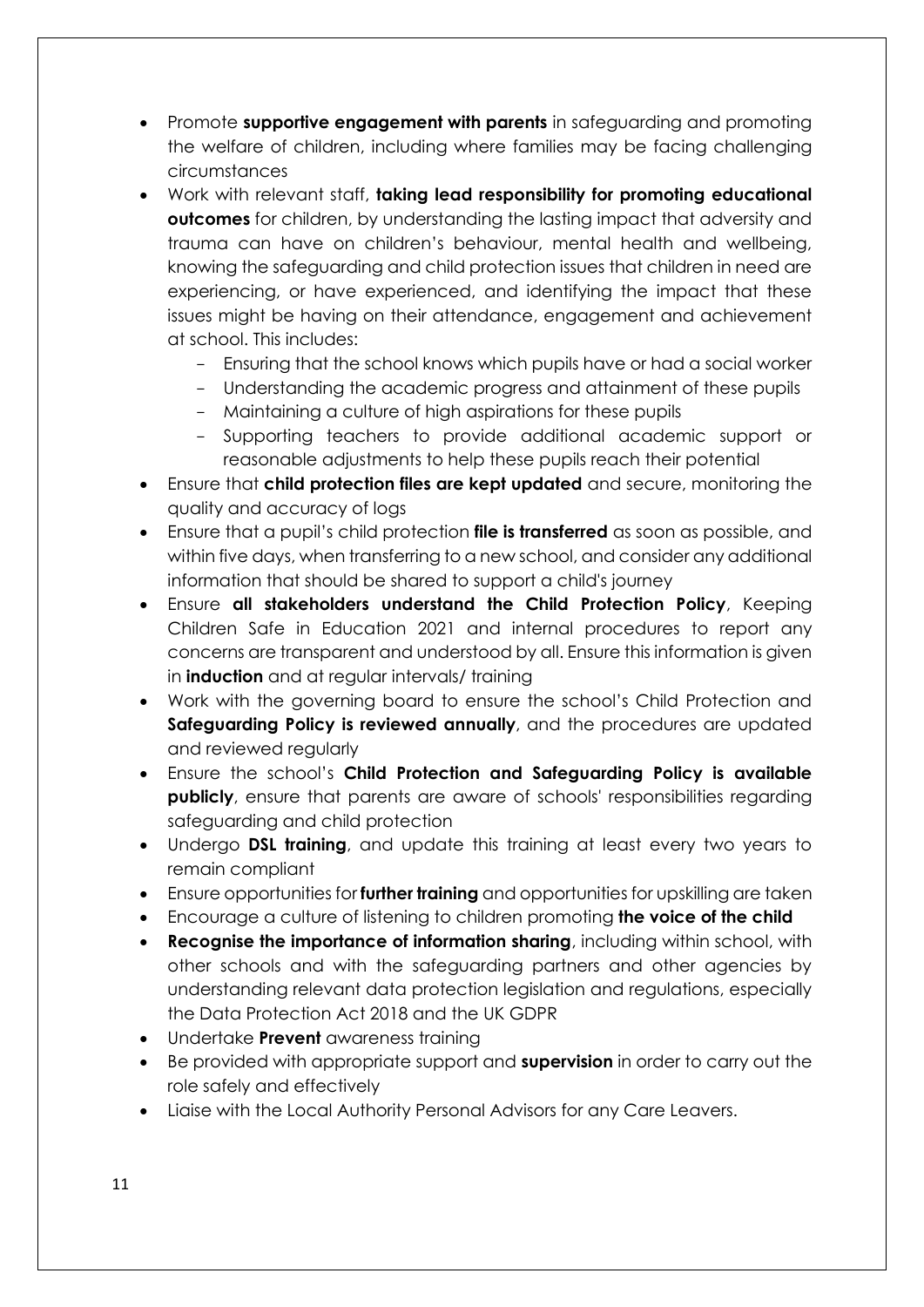- Promote **supportive engagement with parents** in safeguarding and promoting the welfare of children, including where families may be facing challenging circumstances
- Work with relevant staff, **taking lead responsibility for promoting educational outcomes** for children, by understanding the lasting impact that adversity and trauma can have on children's behaviour, mental health and wellbeing, knowing the safeguarding and child protection issues that children in need are experiencing, or have experienced, and identifying the impact that these issues might be having on their attendance, engagement and achievement at school. This includes:
  - Ensuring that the school knows which pupils have or had a social worker
  - Understanding the academic progress and attainment of these pupils
  - Maintaining a culture of high aspirations for these pupils
  - Supporting teachers to provide additional academic support or reasonable adjustments to help these pupils reach their potential
- Ensure that **child protection files are kept updated** and secure, monitoring the quality and accuracy of logs
- Ensure that a pupil's child protection **file is transferred** as soon as possible, and within five days, when transferring to a new school, and consider any additional information that should be shared to support a child's journey
- Ensure **all stakeholders understand the Child Protection Policy**, Keeping Children Safe in Education 2021 and internal procedures to report any concerns are transparent and understood by all. Ensure this information is given in **induction** and at regular intervals/ training
- Work with the governing board to ensure the school's Child Protection and **Safeguarding Policy is reviewed annually**, and the procedures are updated and reviewed regularly
- Ensure the school's **Child Protection and Safeguarding Policy is available publicly**, ensure that parents are aware of schools' responsibilities regarding safeguarding and child protection
- Undergo **DSL training**, and update this training at least every two years to remain compliant
- Ensure opportunities for **further training** and opportunities for upskilling are taken
- Encourage a culture of listening to children promoting **the voice of the child**
- **Recognise the importance of information sharing**, including within school, with other schools and with the safeguarding partners and other agencies by understanding relevant data protection legislation and regulations, especially the Data Protection Act 2018 and the UK GDPR
- Undertake **Prevent** awareness training
- Be provided with appropriate support and **supervision** in order to carry out the role safely and effectively
- Liaise with the Local Authority Personal Advisors for any Care Leavers.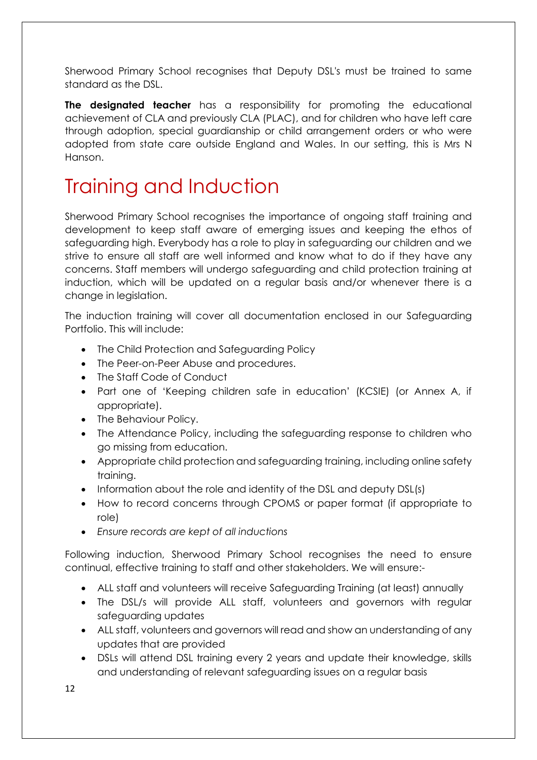Sherwood Primary School recognises that Deputy DSL's must be trained to same standard as the DSL.

**The designated teacher** has a responsibility for promoting the educational achievement of CLA and previously CLA (PLAC), and for children who have left care through adoption, special guardianship or child arrangement orders or who were adopted from state care outside England and Wales. In our setting, this is Mrs N Hanson.

# Training and Induction

Sherwood Primary School recognises the importance of ongoing staff training and development to keep staff aware of emerging issues and keeping the ethos of safeguarding high. Everybody has a role to play in safeguarding our children and we strive to ensure all staff are well informed and know what to do if they have any concerns. Staff members will undergo safeguarding and child protection training at induction, which will be updated on a regular basis and/or whenever there is a change in legislation.

The induction training will cover all documentation enclosed in our Safeguarding Portfolio. This will include:

- The Child Protection and Safeguarding Policy
- The Peer-on-Peer Abuse and procedures.
- The Staff Code of Conduct
- Part one of 'Keeping children safe in education' (KCSIE) (or Annex A, if appropriate).
- The Behaviour Policy.
- The Attendance Policy, including the safeguarding response to children who go missing from education.
- Appropriate child protection and safeguarding training, including online safety training.
- Information about the role and identity of the DSL and deputy DSL(s)
- How to record concerns through CPOMS or paper format (if appropriate to role)
- *Ensure records are kept of all inductions*

Following induction, Sherwood Primary School recognises the need to ensure continual, effective training to staff and other stakeholders. We will ensure:-

- ALL staff and volunteers will receive Safeguarding Training (at least) annually
- The DSL/s will provide ALL staff, volunteers and governors with regular safeguarding updates
- ALL staff, volunteers and governors will read and show an understanding of any updates that are provided
- DSLs will attend DSL training every 2 years and update their knowledge, skills and understanding of relevant safeguarding issues on a regular basis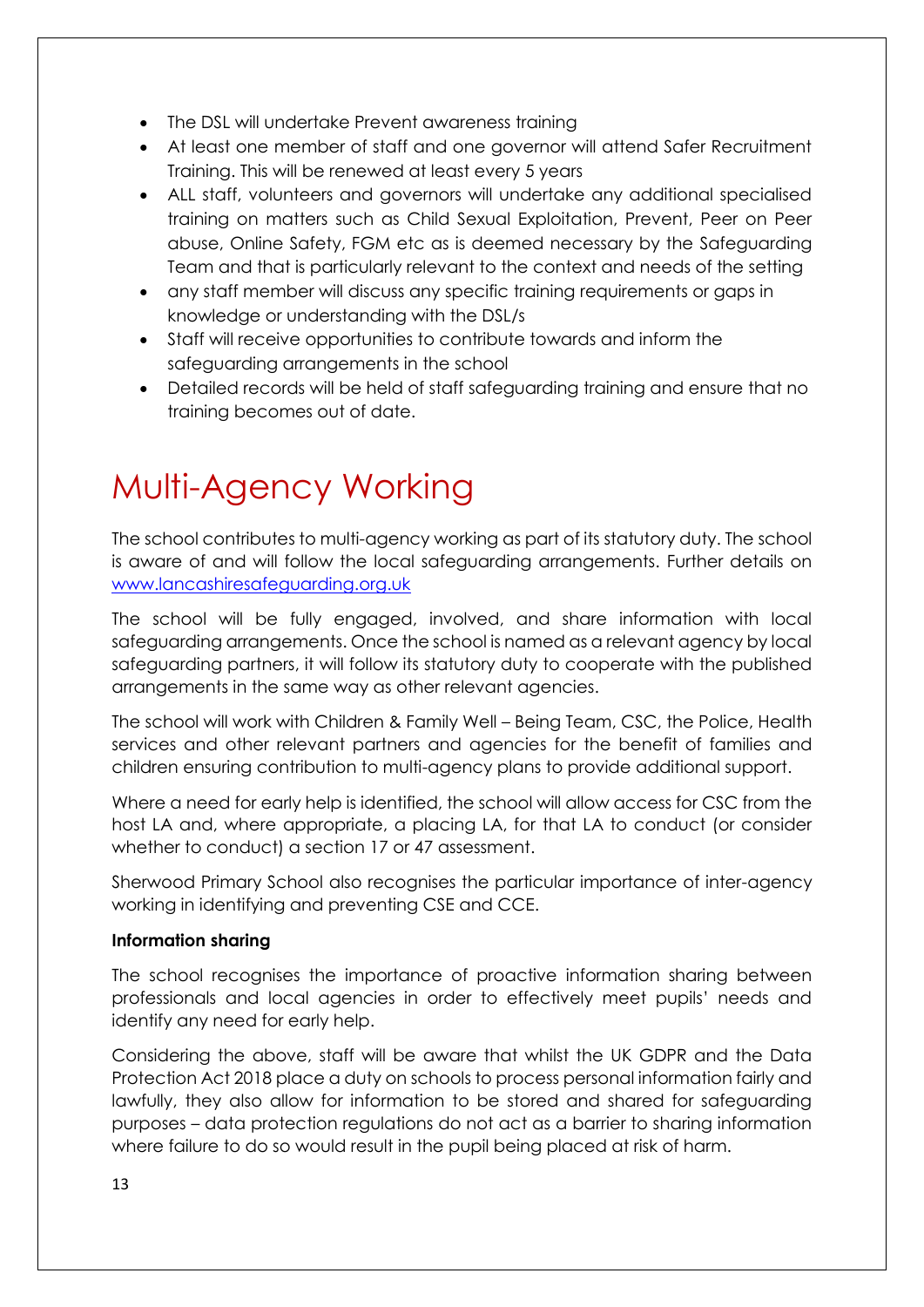- The DSL will undertake Prevent awareness training
- At least one member of staff and one governor will attend Safer Recruitment Training. This will be renewed at least every 5 years
- ALL staff, volunteers and governors will undertake any additional specialised training on matters such as Child Sexual Exploitation, Prevent, Peer on Peer abuse, Online Safety, FGM etc as is deemed necessary by the Safeguarding Team and that is particularly relevant to the context and needs of the setting
- any staff member will discuss any specific training requirements or gaps in knowledge or understanding with the DSL/s
- Staff will receive opportunities to contribute towards and inform the safeguarding arrangements in the school
- Detailed records will be held of staff safeguarding training and ensure that no training becomes out of date.

# Multi-Agency Working

The school contributes to multi-agency working as part of its statutory duty. The school is aware of and will follow the local safeguarding arrangements. Further details on [www.lancashiresafeguarding.org.uk](www.lancashiresafeguarding.org.uk)

The school will be fully engaged, involved, and share information with local safeguarding arrangements. Once the school is named as a relevant agency by local safeguarding partners, it will follow its statutory duty to cooperate with the published arrangements in the same way as other relevant agencies.

The school will work with Children & Family Well – Being Team, CSC, the Police, Health services and other relevant partners and agencies for the benefit of families and children ensuring contribution to multi-agency plans to provide additional support.

Where a need for early help is identified, the school will allow access for CSC from the host LA and, where appropriate, a placing LA, for that LA to conduct (or consider whether to conduct) a section 17 or 47 assessment.

Sherwood Primary School also recognises the particular importance of inter-agency working in identifying and preventing CSE and CCE.

**Information sharing**

The school recognises the importance of proactive information sharing between professionals and local agencies in order to effectively meet pupils' needs and identify any need for early help.

Considering the above, staff will be aware that whilst the UK GDPR and the Data Protection Act 2018 place a duty on schools to process personal information fairly and lawfully, they also allow for information to be stored and shared for safeguarding purposes – data protection regulations do not act as a barrier to sharing information where failure to do so would result in the pupil being placed at risk of harm.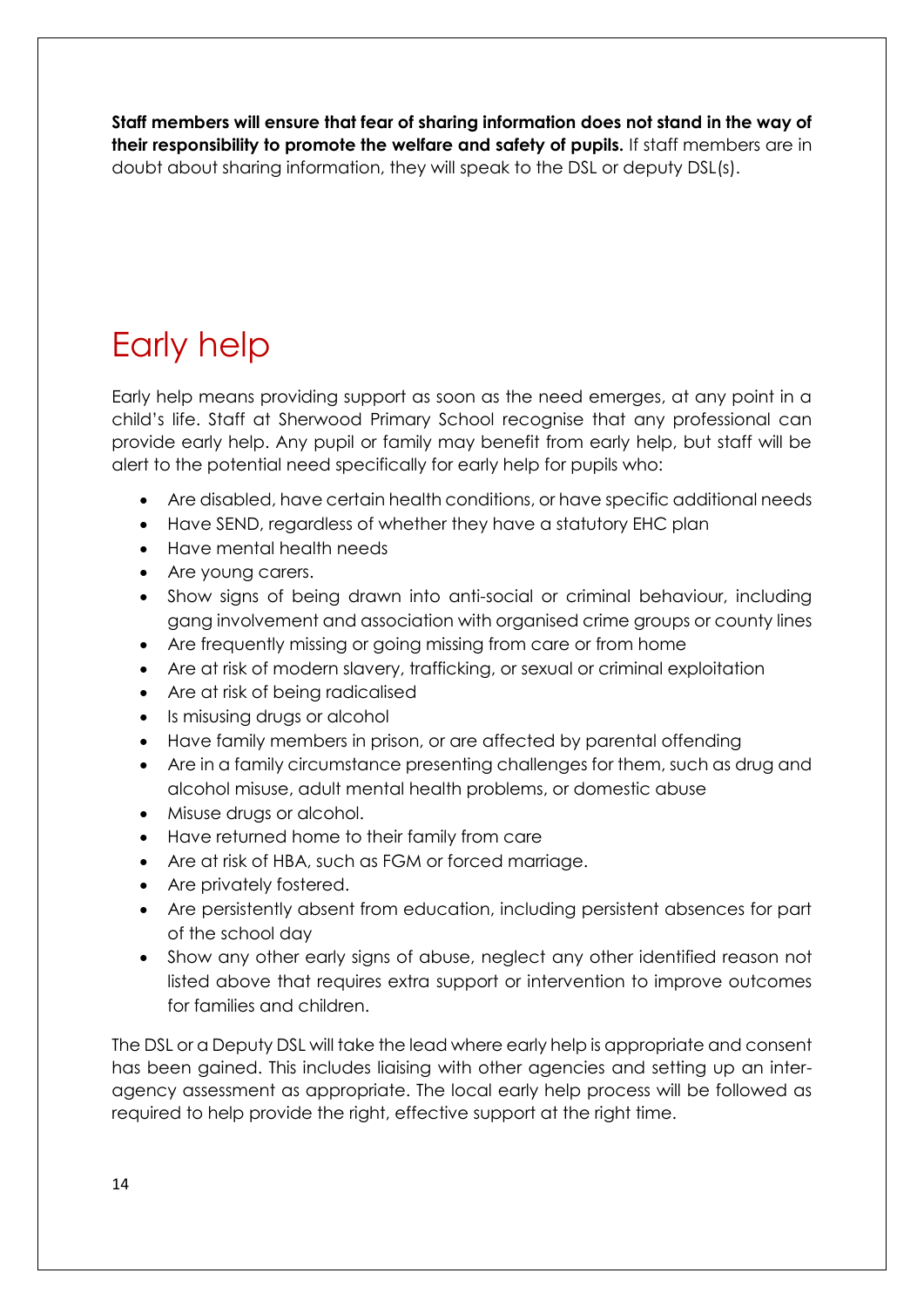**Staff members will ensure that fear of sharing information does not stand in the way of their responsibility to promote the welfare and safety of pupils.** If staff members are in doubt about sharing information, they will speak to the DSL or deputy DSL(s).

# Early help

Early help means providing support as soon as the need emerges, at any point in a child's life. Staff at Sherwood Primary School recognise that any professional can provide early help. Any pupil or family may benefit from early help, but staff will be alert to the potential need specifically for early help for pupils who:

- Are disabled, have certain health conditions, or have specific additional needs
- Have SEND, regardless of whether they have a statutory EHC plan
- Have mental health needs
- Are young carers.
- Show signs of being drawn into anti-social or criminal behaviour, including gang involvement and association with organised crime groups or county lines
- Are frequently missing or going missing from care or from home
- Are at risk of modern slavery, trafficking, or sexual or criminal exploitation
- Are at risk of being radicalised
- Is misusing drugs or alcohol
- Have family members in prison, or are affected by parental offending
- Are in a family circumstance presenting challenges for them, such as drug and alcohol misuse, adult mental health problems, or domestic abuse
- Misuse drugs or alcohol.
- Have returned home to their family from care
- Are at risk of HBA, such as FGM or forced marriage.
- Are privately fostered.
- Are persistently absent from education, including persistent absences for part of the school day
- Show any other early signs of abuse, neglect any other identified reason not listed above that requires extra support or intervention to improve outcomes for families and children.

The DSL or a Deputy DSL will take the lead where early help is appropriate and consent has been gained. This includes liaising with other agencies and setting up an inter-agency assessment as appropriate. The local early help process will be followed as required to help provide the right, effective support at the right time.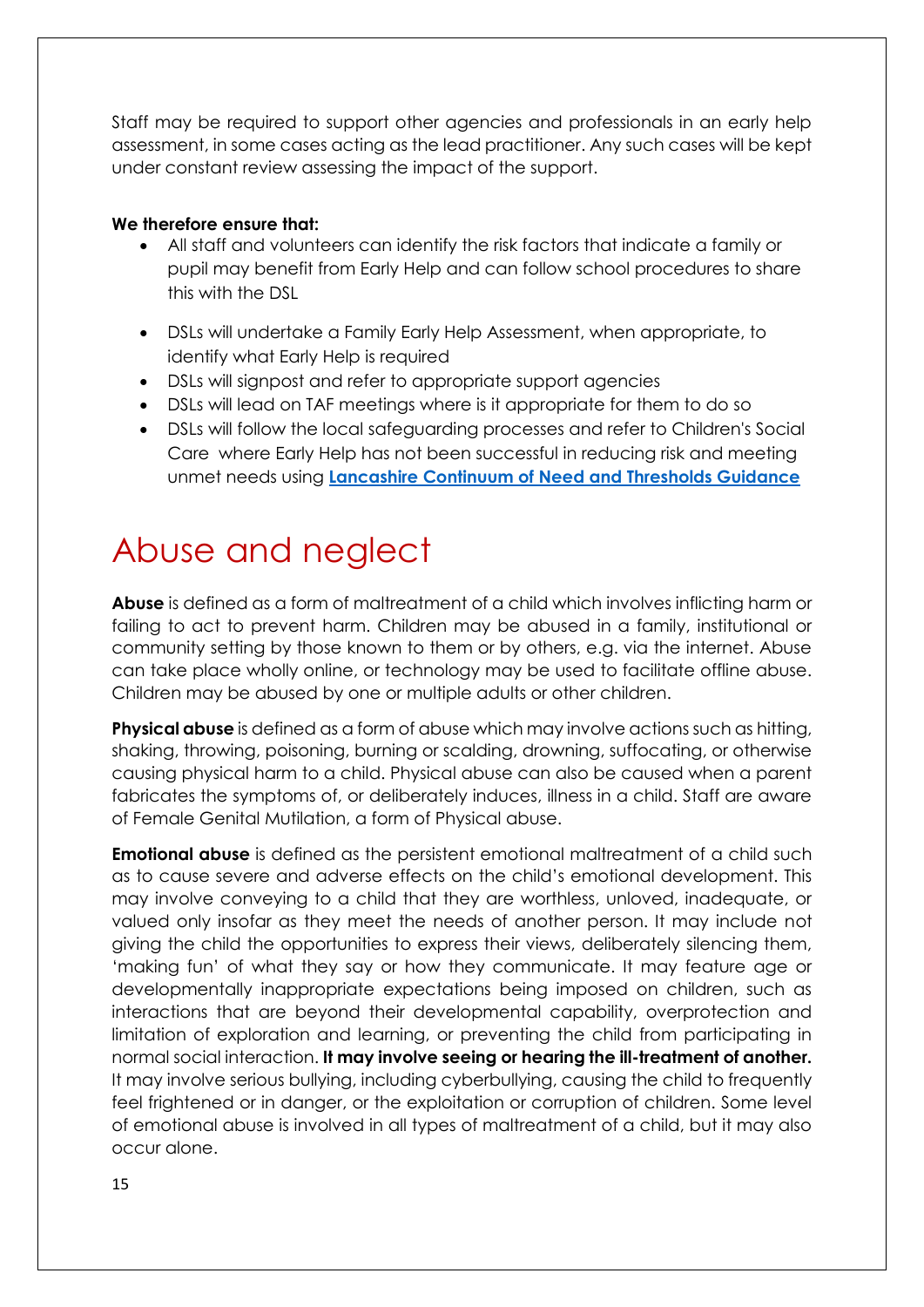Staff may be required to support other agencies and professionals in an early help assessment, in some cases acting as the lead practitioner. Any such cases will be kept under constant review assessing the impact of the support.

**We therefore ensure that:**

- All staff and volunteers can identify the risk factors that indicate a family or pupil may benefit from Early Help and can follow school procedures to share this with the DSL
- DSLs will undertake a Family Early Help Assessment, when appropriate, to identify what Early Help is required
- DSLs will signpost and refer to appropriate support agencies
- DSLs will lead on TAF meetings where is it appropriate for them to do so
- DSLs will follow the local safeguarding processes and refer to Children's Social Care where Early Help has not been successful in reducing risk and meeting unmet needs using **Lancashire Continuum of Need and Thresholds Guidance**

# Abuse and neglect

**Abuse** is defined as a form of maltreatment of a child which involves inflicting harm or failing to act to prevent harm. Children may be abused in a family, institutional or community setting by those known to them or by others, e.g. via the internet. Abuse can take place wholly online, or technology may be used to facilitate offline abuse. Children may be abused by one or multiple adults or other children.

**Physical abuse** is defined as a form of abuse which may involve actions such as hitting, shaking, throwing, poisoning, burning or scalding, drowning, suffocating, or otherwise causing physical harm to a child. Physical abuse can also be caused when a parent fabricates the symptoms of, or deliberately induces, illness in a child. Staff are aware of Female Genital Mutilation, a form of Physical abuse.

**Emotional abuse** is defined as the persistent emotional maltreatment of a child such as to cause severe and adverse effects on the child's emotional development. This may involve conveying to a child that they are worthless, unloved, inadequate, or valued only insofar as they meet the needs of another person. It may include not giving the child the opportunities to express their views, deliberately silencing them, 'making fun' of what they say or how they communicate. It may feature age or developmentally inappropriate expectations being imposed on children, such as interactions that are beyond their developmental capability, overprotection and limitation of exploration and learning, or preventing the child from participating in normal social interaction. **It may involve seeing or hearing the ill-treatment of another.** It may involve serious bullying, including cyberbullying, causing the child to frequently feel frightened or in danger, or the exploitation or corruption of children. Some level of emotional abuse is involved in all types of maltreatment of a child, but it may also occur alone.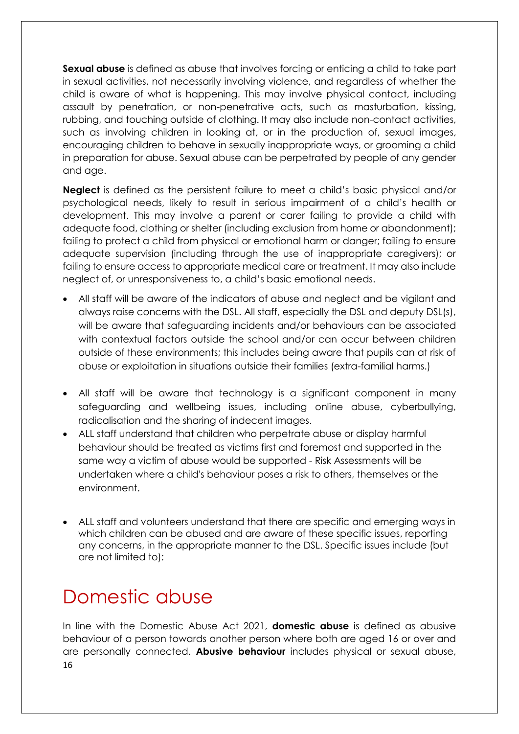**Sexual abuse** is defined as abuse that involves forcing or enticing a child to take part in sexual activities, not necessarily involving violence, and regardless of whether the child is aware of what is happening. This may involve physical contact, including assault by penetration, or non-penetrative acts, such as masturbation, kissing, rubbing, and touching outside of clothing. It may also include non-contact activities, such as involving children in looking at, or in the production of, sexual images, encouraging children to behave in sexually inappropriate ways, or grooming a child in preparation for abuse. Sexual abuse can be perpetrated by people of any gender and age.

**Neglect** is defined as the persistent failure to meet a child's basic physical and/or psychological needs, likely to result in serious impairment of a child's health or development. This may involve a parent or carer failing to provide a child with adequate food, clothing or shelter (including exclusion from home or abandonment); failing to protect a child from physical or emotional harm or danger; failing to ensure adequate supervision (including through the use of inappropriate caregivers); or failing to ensure access to appropriate medical care or treatment. It may also include neglect of, or unresponsiveness to, a child's basic emotional needs.

- All staff will be aware of the indicators of abuse and neglect and be vigilant and always raise concerns with the DSL. All staff, especially the DSL and deputy DSL(s), will be aware that safeguarding incidents and/or behaviours can be associated with contextual factors outside the school and/or can occur between children outside of these environments; this includes being aware that pupils can at risk of abuse or exploitation in situations outside their families (extra-familial harms.)
- All staff will be aware that technology is a significant component in many safeguarding and wellbeing issues, including online abuse, cyberbullying, radicalisation and the sharing of indecent images.
- ALL staff understand that children who perpetrate abuse or display harmful behaviour should be treated as victims first and foremost and supported in the same way a victim of abuse would be supported - Risk Assessments will be undertaken where a child's behaviour poses a risk to others, themselves or the environment.
- ALL staff and volunteers understand that there are specific and emerging ways in which children can be abused and are aware of these specific issues, reporting any concerns, in the appropriate manner to the DSL. Specific issues include (but are not limited to):

# Domestic abuse

In line with the Domestic Abuse Act 2021, **domestic abuse** is defined as abusive behaviour of a person towards another person where both are aged 16 or over and are personally connected. **Abusive behaviour** includes physical or sexual abuse,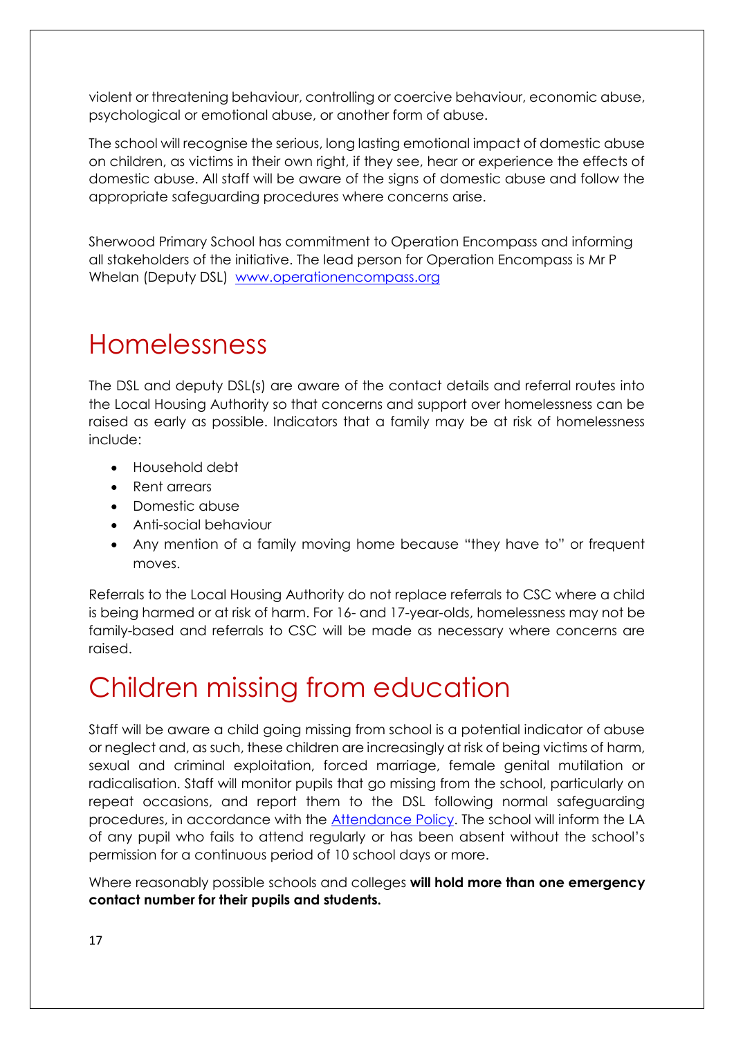violent or threatening behaviour, controlling or coercive behaviour, economic abuse, psychological or emotional abuse, or another form of abuse.

The school will recognise the serious, long lasting emotional impact of domestic abuse on children, as victims in their own right, if they see, hear or experience the effects of domestic abuse. All staff will be aware of the signs of domestic abuse and follow the appropriate safeguarding procedures where concerns arise.

Sherwood Primary School has commitment to Operation Encompass and informing all stakeholders of the initiative. The lead person for Operation Encompass is Mr P Whelan (Deputy DSL) [www.operationencompass.org](www.operationencompass.org)

# Homelessness

The DSL and deputy DSL(s) are aware of the contact details and referral routes into the Local Housing Authority so that concerns and support over homelessness can be raised as early as possible. Indicators that a family may be at risk of homelessness include:

- Household debt
- Rent arrears
- Domestic abuse
- Anti-social behaviour
- Any mention of a family moving home because "they have to" or frequent moves.

Referrals to the Local Housing Authority do not replace referrals to CSC where a child is being harmed or at risk of harm. For 16- and 17-year-olds, homelessness may not be family-based and referrals to CSC will be made as necessary where concerns are raised.

# Children missing from education

Staff will be aware a child going missing from school is a potential indicator of abuse or neglect and, as such, these children are increasingly at risk of being victims of harm, sexual and criminal exploitation, forced marriage, female genital mutilation or radicalisation. Staff will monitor pupils that go missing from the school, particularly on repeat occasions, and report them to the DSL following normal safeguarding procedures, in accordance with the Attendance Policy. The school will inform the LA of any pupil who fails to attend regularly or has been absent without the school's permission for a continuous period of 10 school days or more.

Where reasonably possible schools and colleges **will hold more than one emergency contact number for their pupils and students.**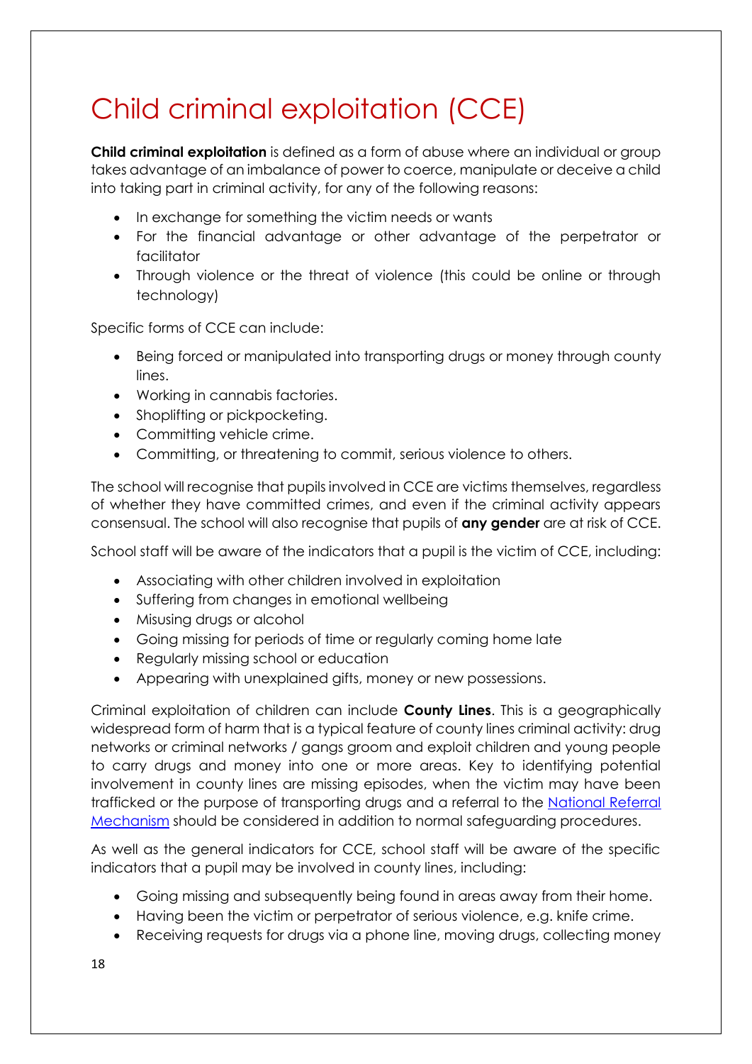# Child criminal exploitation (CCE)

**Child criminal exploitation** is defined as a form of abuse where an individual or group takes advantage of an imbalance of power to coerce, manipulate or deceive a child into taking part in criminal activity, for any of the following reasons:

- In exchange for something the victim needs or wants
- For the financial advantage or other advantage of the perpetrator or facilitator
- Through violence or the threat of violence (this could be online or through technology)

Specific forms of CCE can include:

- Being forced or manipulated into transporting drugs or money through county lines.
- Working in cannabis factories.
- Shoplifting or pickpocketing.
- Committing vehicle crime.
- Committing, or threatening to commit, serious violence to others.

The school will recognise that pupils involved in CCE are victims themselves, regardless of whether they have committed crimes, and even if the criminal activity appears consensual. The school will also recognise that pupils of **any gender** are at risk of CCE.

School staff will be aware of the indicators that a pupil is the victim of CCE, including:

- Associating with other children involved in exploitation
- Suffering from changes in emotional wellbeing
- Misusing drugs or alcohol
- Going missing for periods of time or regularly coming home late
- Regularly missing school or education
- Appearing with unexplained gifts, money or new possessions.

Criminal exploitation of children can include **County Lines**. This is a geographically widespread form of harm that is a typical feature of county lines criminal activity: drug networks or criminal networks / gangs groom and exploit children and young people to carry drugs and money into one or more areas. Key to identifying potential involvement in county lines are missing episodes, when the victim may have been trafficked or the purpose of transporting drugs and a referral to the National Referral Mechanism should be considered in addition to normal safeguarding procedures.

As well as the general indicators for CCE, school staff will be aware of the specific indicators that a pupil may be involved in county lines, including:

- Going missing and subsequently being found in areas away from their home.
- Having been the victim or perpetrator of serious violence, e.g. knife crime.
- Receiving requests for drugs via a phone line, moving drugs, collecting money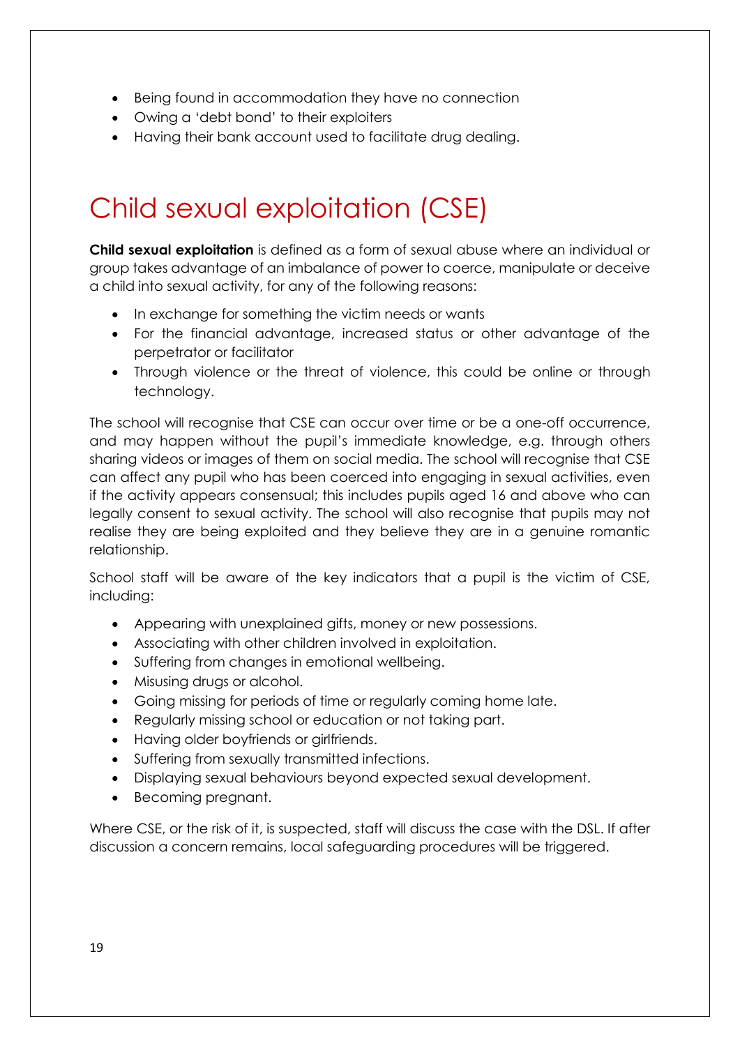- Being found in accommodation they have no connection
- Owing a 'debt bond' to their exploiters
- Having their bank account used to facilitate drug dealing.

# Child sexual exploitation (CSE)

**Child sexual exploitation** is defined as a form of sexual abuse where an individual or group takes advantage of an imbalance of power to coerce, manipulate or deceive a child into sexual activity, for any of the following reasons:

- In exchange for something the victim needs or wants
- For the financial advantage, increased status or other advantage of the perpetrator or facilitator
- Through violence or the threat of violence, this could be online or through technology.

The school will recognise that CSE can occur over time or be a one-off occurrence, and may happen without the pupil's immediate knowledge, e.g. through others sharing videos or images of them on social media. The school will recognise that CSE can affect any pupil who has been coerced into engaging in sexual activities, even if the activity appears consensual; this includes pupils aged 16 and above who can legally consent to sexual activity. The school will also recognise that pupils may not realise they are being exploited and they believe they are in a genuine romantic relationship.

School staff will be aware of the key indicators that a pupil is the victim of CSE, including:

- Appearing with unexplained gifts, money or new possessions.
- Associating with other children involved in exploitation.
- Suffering from changes in emotional wellbeing.
- Misusing drugs or alcohol.
- Going missing for periods of time or regularly coming home late.
- Regularly missing school or education or not taking part.
- Having older boyfriends or girlfriends.
- Suffering from sexually transmitted infections.
- Displaying sexual behaviours beyond expected sexual development.
- Becoming pregnant.

Where CSE, or the risk of it, is suspected, staff will discuss the case with the DSL. If after discussion a concern remains, local safeguarding procedures will be triggered.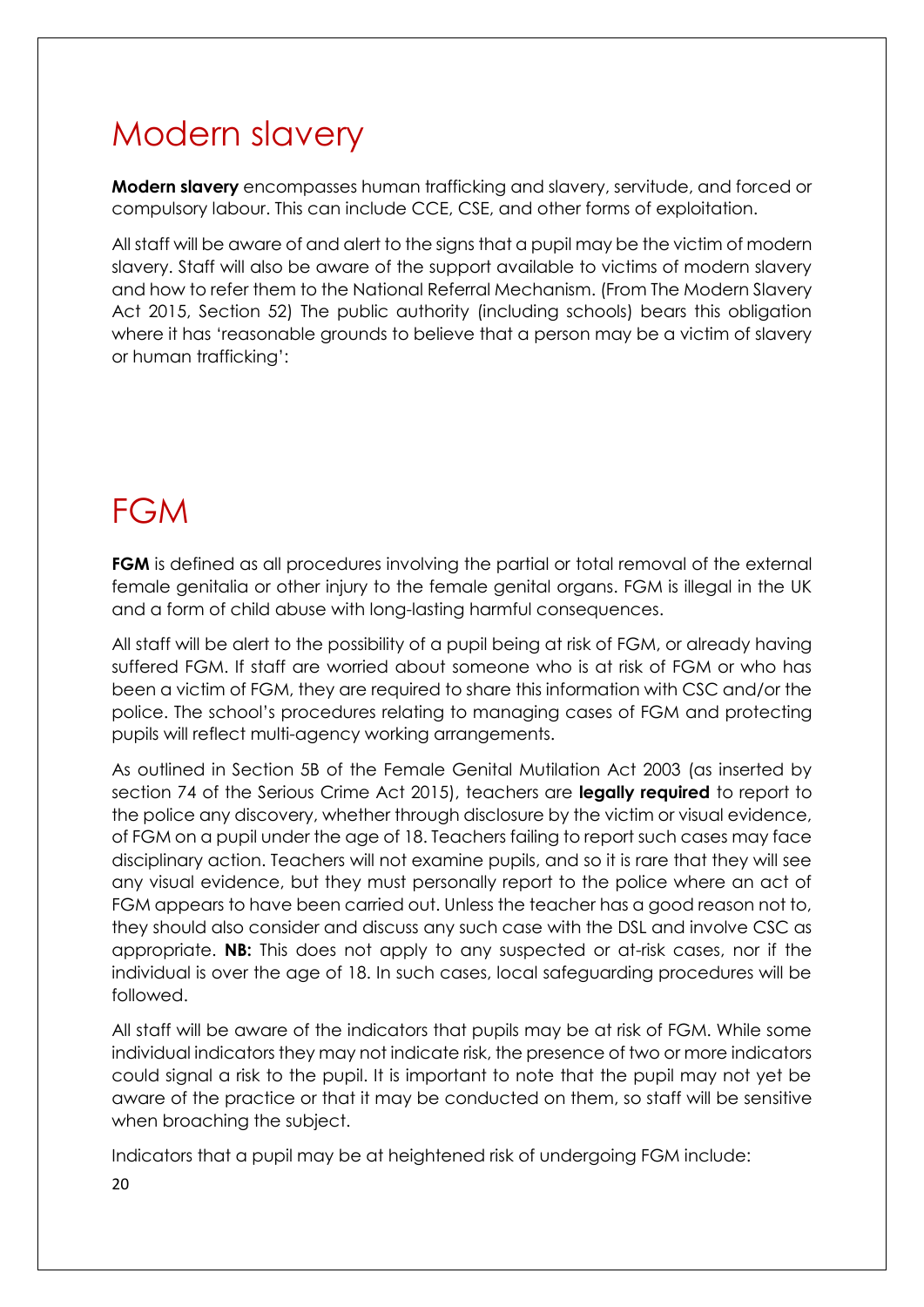# Modern slavery

**Modern slavery** encompasses human trafficking and slavery, servitude, and forced or compulsory labour. This can include CCE, CSE, and other forms of exploitation.

All staff will be aware of and alert to the signs that a pupil may be the victim of modern slavery. Staff will also be aware of the support available to victims of modern slavery and how to refer them to the National Referral Mechanism. (From The Modern Slavery Act 2015, Section 52) The public authority (including schools) bears this obligation where it has 'reasonable grounds to believe that a person may be a victim of slavery or human trafficking':

# FGM

**FGM** is defined as all procedures involving the partial or total removal of the external female genitalia or other injury to the female genital organs. FGM is illegal in the UK and a form of child abuse with long-lasting harmful consequences.

All staff will be alert to the possibility of a pupil being at risk of FGM, or already having suffered FGM. If staff are worried about someone who is at risk of FGM or who has been a victim of FGM, they are required to share this information with CSC and/or the police. The school's procedures relating to managing cases of FGM and protecting pupils will reflect multi-agency working arrangements.

As outlined in Section 5B of the Female Genital Mutilation Act 2003 (as inserted by section 74 of the Serious Crime Act 2015), teachers are **legally required** to report to the police any discovery, whether through disclosure by the victim or visual evidence, of FGM on a pupil under the age of 18. Teachers failing to report such cases may face disciplinary action. Teachers will not examine pupils, and so it is rare that they will see any visual evidence, but they must personally report to the police where an act of FGM appears to have been carried out. Unless the teacher has a good reason not to, they should also consider and discuss any such case with the DSL and involve CSC as appropriate. **NB:** This does not apply to any suspected or at-risk cases, nor if the individual is over the age of 18. In such cases, local safeguarding procedures will be followed.

All staff will be aware of the indicators that pupils may be at risk of FGM. While some individual indicators they may not indicate risk, the presence of two or more indicators could signal a risk to the pupil. It is important to note that the pupil may not yet be aware of the practice or that it may be conducted on them, so staff will be sensitive when broaching the subject.

Indicators that a pupil may be at heightened risk of undergoing FGM include: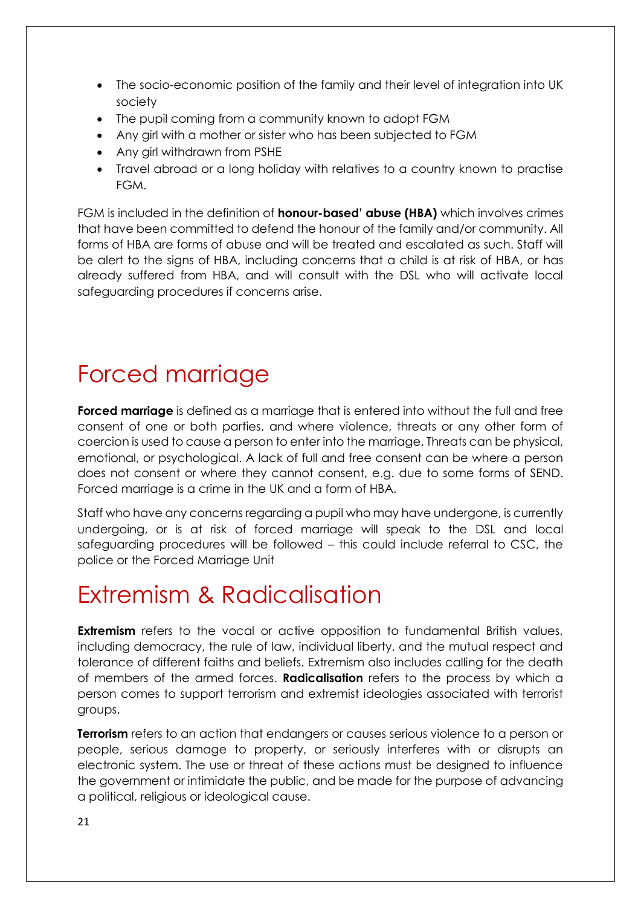- The socio-economic position of the family and their level of integration into UK society
- The pupil coming from a community known to adopt FGM
- Any girl with a mother or sister who has been subjected to FGM
- Any girl withdrawn from PSHE
- Travel abroad or a long holiday with relatives to a country known to practise FGM.

FGM is included in the definition of **honour-based' abuse (HBA)** which involves crimes that have been committed to defend the honour of the family and/or community. All forms of HBA are forms of abuse and will be treated and escalated as such. Staff will be alert to the signs of HBA, including concerns that a child is at risk of HBA, or has already suffered from HBA, and will consult with the DSL who will activate local safeguarding procedures if concerns arise.

# Forced marriage

**Forced marriage** is defined as a marriage that is entered into without the full and free consent of one or both parties, and where violence, threats or any other form of coercion is used to cause a person to enter into the marriage. Threats can be physical, emotional, or psychological. A lack of full and free consent can be where a person does not consent or where they cannot consent, e.g. due to some forms of SEND. Forced marriage is a crime in the UK and a form of HBA.

Staff who have any concerns regarding a pupil who may have undergone, is currently undergoing, or is at risk of forced marriage will speak to the DSL and local safeguarding procedures will be followed – this could include referral to CSC, the police or the Forced Marriage Unit

# Extremism & Radicalisation

**Extremism** refers to the vocal or active opposition to fundamental British values, including democracy, the rule of law, individual liberty, and the mutual respect and tolerance of different faiths and beliefs. Extremism also includes calling for the death of members of the armed forces. **Radicalisation** refers to the process by which a person comes to support terrorism and extremist ideologies associated with terrorist groups.

**Terrorism** refers to an action that endangers or causes serious violence to a person or people, serious damage to property, or seriously interferes with or disrupts an electronic system. The use or threat of these actions must be designed to influence the government or intimidate the public, and be made for the purpose of advancing a political, religious or ideological cause.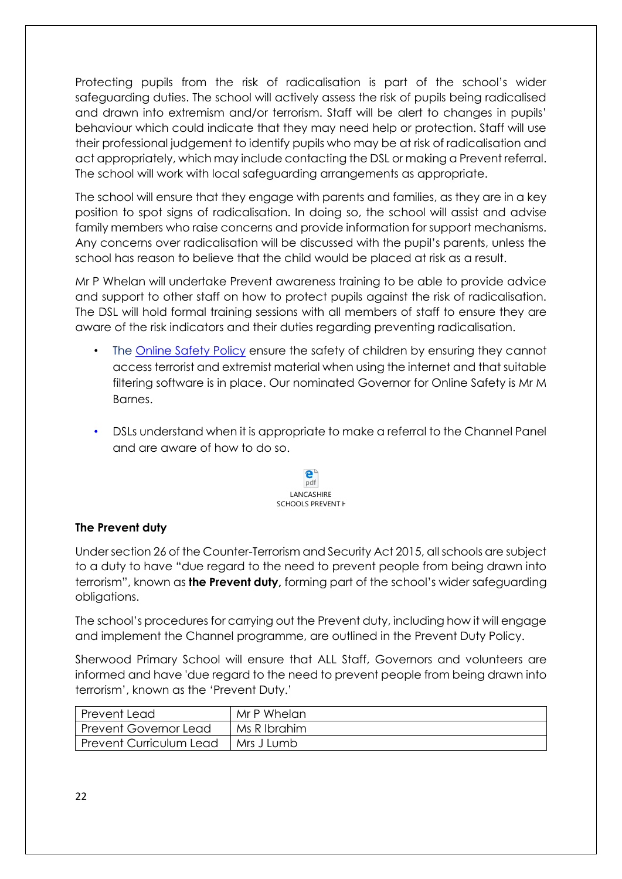Protecting pupils from the risk of radicalisation is part of the school's wider safeguarding duties. The school will actively assess the risk of pupils being radicalised and drawn into extremism and/or terrorism. Staff will be alert to changes in pupils' behaviour which could indicate that they may need help or protection. Staff will use their professional judgement to identify pupils who may be at risk of radicalisation and act appropriately, which may include contacting the DSL or making a Prevent referral. The school will work with local safeguarding arrangements as appropriate.

The school will ensure that they engage with parents and families, as they are in a key position to spot signs of radicalisation. In doing so, the school will assist and advise family members who raise concerns and provide information for support mechanisms. Any concerns over radicalisation will be discussed with the pupil's parents, unless the school has reason to believe that the child would be placed at risk as a result.

Mr P Whelan will undertake Prevent awareness training to be able to provide advice and support to other staff on how to protect pupils against the risk of radicalisation. The DSL will hold formal training sessions with all members of staff to ensure they are aware of the risk indicators and their duties regarding preventing radicalisation.

- The Online Safety Policy ensure the safety of children by ensuring they cannot access terrorist and extremist material when using the internet and that suitable filtering software is in place. Our nominated Governor for Online Safety is Mr M Barnes.
- DSLs understand when it is appropriate to make a referral to the Channel Panel and are aware of how to do so.

LANCASHIRE SCHOOLS PREVENT H

**The Prevent duty**

Under section 26 of the Counter-Terrorism and Security Act 2015, all schools are subject to a duty to have "due regard to the need to prevent people from being drawn into terrorism", known as **the Prevent duty,** forming part of the school's wider safeguarding obligations.

The school's procedures for carrying out the Prevent duty, including how it will engage and implement the Channel programme, are outlined in the Prevent Duty Policy.

Sherwood Primary School will ensure that ALL Staff, Governors and volunteers are informed and have 'due regard to the need to prevent people from being drawn into terrorism', known as the 'Prevent Duty.'

| | |
|---|---|
| Prevent Lead | Mr P Whelan |
| Prevent Governor Lead | Ms R Ibrahim |
| Prevent Curriculum Lead | Mrs J Lumb |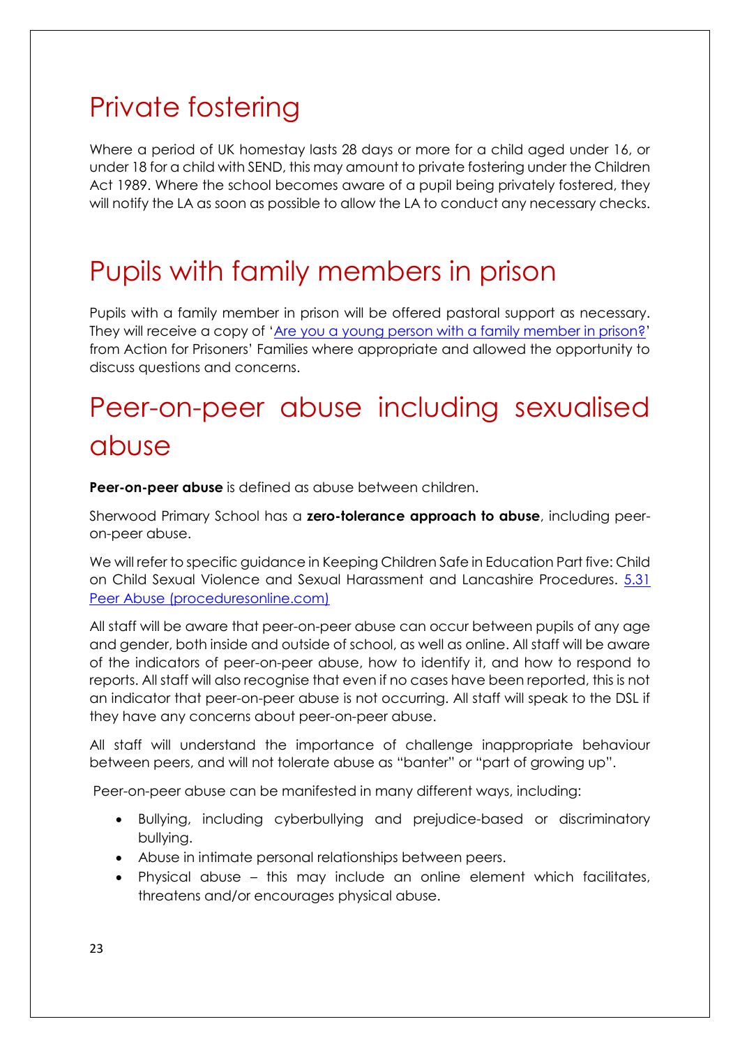# Private fostering

Where a period of UK homestay lasts 28 days or more for a child aged under 16, or under 18 for a child with SEND, this may amount to private fostering under the Children Act 1989. Where the school becomes aware of a pupil being privately fostered, they will notify the LA as soon as possible to allow the LA to conduct any necessary checks.

# Pupils with family members in prison

Pupils with a family member in prison will be offered pastoral support as necessary. They will receive a copy of 'Are you a young person with a family member in prison?' from Action for Prisoners' Families where appropriate and allowed the opportunity to discuss questions and concerns.

# Peer-on-peer abuse including sexualised abuse

**Peer-on-peer abuse** is defined as abuse between children.

Sherwood Primary School has a **zero-tolerance approach to abuse**, including peer-on-peer abuse.

We will refer to specific guidance in Keeping Children Safe in Education Part five: Child on Child Sexual Violence and Sexual Harassment and Lancashire Procedures. 5.31 Peer Abuse (proceduresonline.com)

All staff will be aware that peer-on-peer abuse can occur between pupils of any age and gender, both inside and outside of school, as well as online. All staff will be aware of the indicators of peer-on-peer abuse, how to identify it, and how to respond to reports. All staff will also recognise that even if no cases have been reported, this is not an indicator that peer-on-peer abuse is not occurring. All staff will speak to the DSL if they have any concerns about peer-on-peer abuse.

All staff will understand the importance of challenge inappropriate behaviour between peers, and will not tolerate abuse as "banter" or "part of growing up".

Peer-on-peer abuse can be manifested in many different ways, including:

- Bullying, including cyberbullying and prejudice-based or discriminatory bullying.
- Abuse in intimate personal relationships between peers.
- Physical abuse – this may include an online element which facilitates, threatens and/or encourages physical abuse.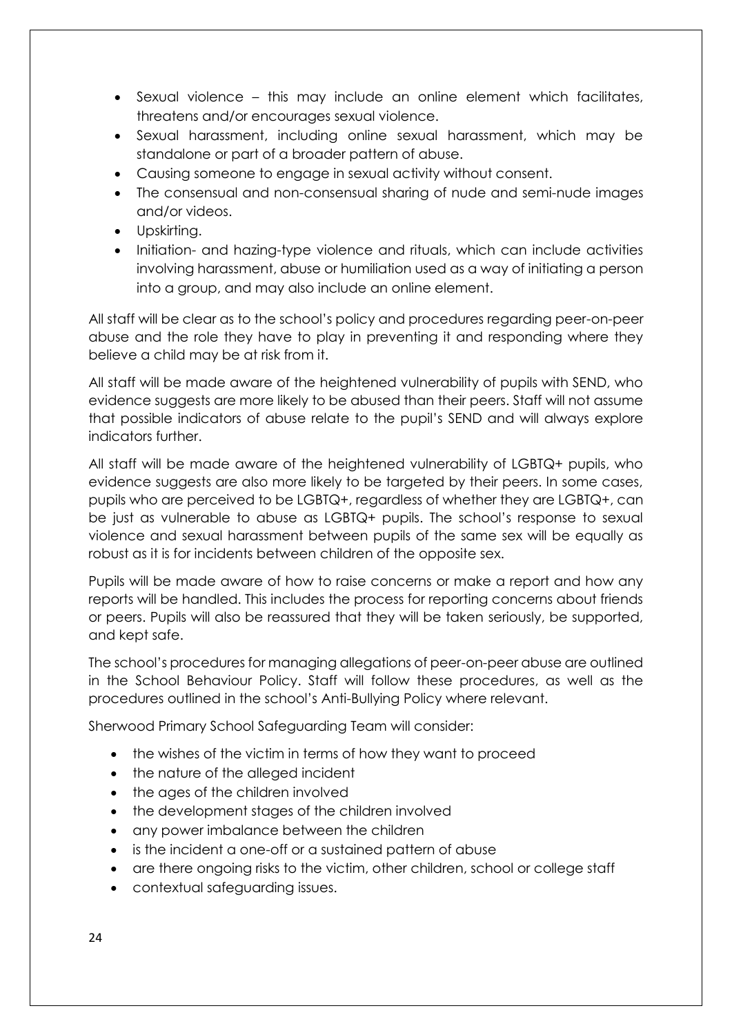- Sexual violence – this may include an online element which facilitates, threatens and/or encourages sexual violence.
- Sexual harassment, including online sexual harassment, which may be standalone or part of a broader pattern of abuse.
- Causing someone to engage in sexual activity without consent.
- The consensual and non-consensual sharing of nude and semi-nude images and/or videos.
- Upskirting.
- Initiation- and hazing-type violence and rituals, which can include activities involving harassment, abuse or humiliation used as a way of initiating a person into a group, and may also include an online element.

All staff will be clear as to the school's policy and procedures regarding peer-on-peer abuse and the role they have to play in preventing it and responding where they believe a child may be at risk from it.

All staff will be made aware of the heightened vulnerability of pupils with SEND, who evidence suggests are more likely to be abused than their peers. Staff will not assume that possible indicators of abuse relate to the pupil's SEND and will always explore indicators further.

All staff will be made aware of the heightened vulnerability of LGBTQ+ pupils, who evidence suggests are also more likely to be targeted by their peers. In some cases, pupils who are perceived to be LGBTQ+, regardless of whether they are LGBTQ+, can be just as vulnerable to abuse as LGBTQ+ pupils. The school's response to sexual violence and sexual harassment between pupils of the same sex will be equally as robust as it is for incidents between children of the opposite sex.

Pupils will be made aware of how to raise concerns or make a report and how any reports will be handled. This includes the process for reporting concerns about friends or peers. Pupils will also be reassured that they will be taken seriously, be supported, and kept safe.

The school's procedures for managing allegations of peer-on-peer abuse are outlined in the School Behaviour Policy. Staff will follow these procedures, as well as the procedures outlined in the school's Anti-Bullying Policy where relevant.

Sherwood Primary School Safeguarding Team will consider:

- the wishes of the victim in terms of how they want to proceed
- the nature of the alleged incident
- the ages of the children involved
- the development stages of the children involved
- any power imbalance between the children
- is the incident a one-off or a sustained pattern of abuse
- are there ongoing risks to the victim, other children, school or college staff
- contextual safeguarding issues.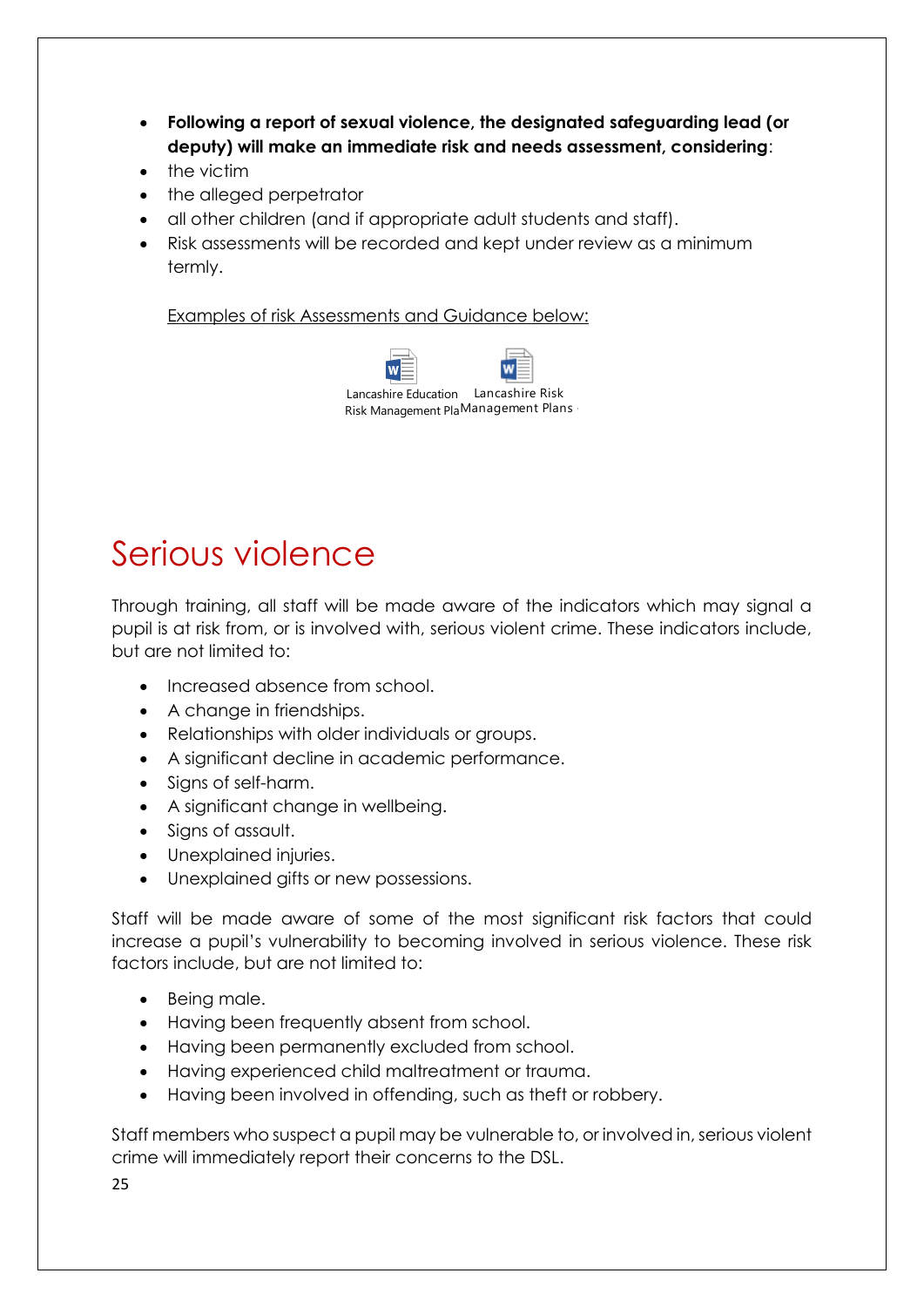- **Following a report of sexual violence, the designated safeguarding lead (or deputy) will make an immediate risk and needs assessment, considering**:
- the victim
- the alleged perpetrator
- all other children (and if appropriate adult students and staff).
- Risk assessments will be recorded and kept under review as a minimum termly.

Examples of risk Assessments and Guidance below:

Lancashire Education Risk Management Pla Lancashire Risk Management Plans

# Serious violence

Through training, all staff will be made aware of the indicators which may signal a pupil is at risk from, or is involved with, serious violent crime. These indicators include, but are not limited to:

- Increased absence from school.
- A change in friendships.
- Relationships with older individuals or groups.
- A significant decline in academic performance.
- Signs of self-harm.
- A significant change in wellbeing.
- Signs of assault.
- Unexplained injuries.
- Unexplained gifts or new possessions.

Staff will be made aware of some of the most significant risk factors that could increase a pupil's vulnerability to becoming involved in serious violence. These risk factors include, but are not limited to:

- Being male.
- Having been frequently absent from school.
- Having been permanently excluded from school.
- Having experienced child maltreatment or trauma.
- Having been involved in offending, such as theft or robbery.

Staff members who suspect a pupil may be vulnerable to, or involved in, serious violent crime will immediately report their concerns to the DSL.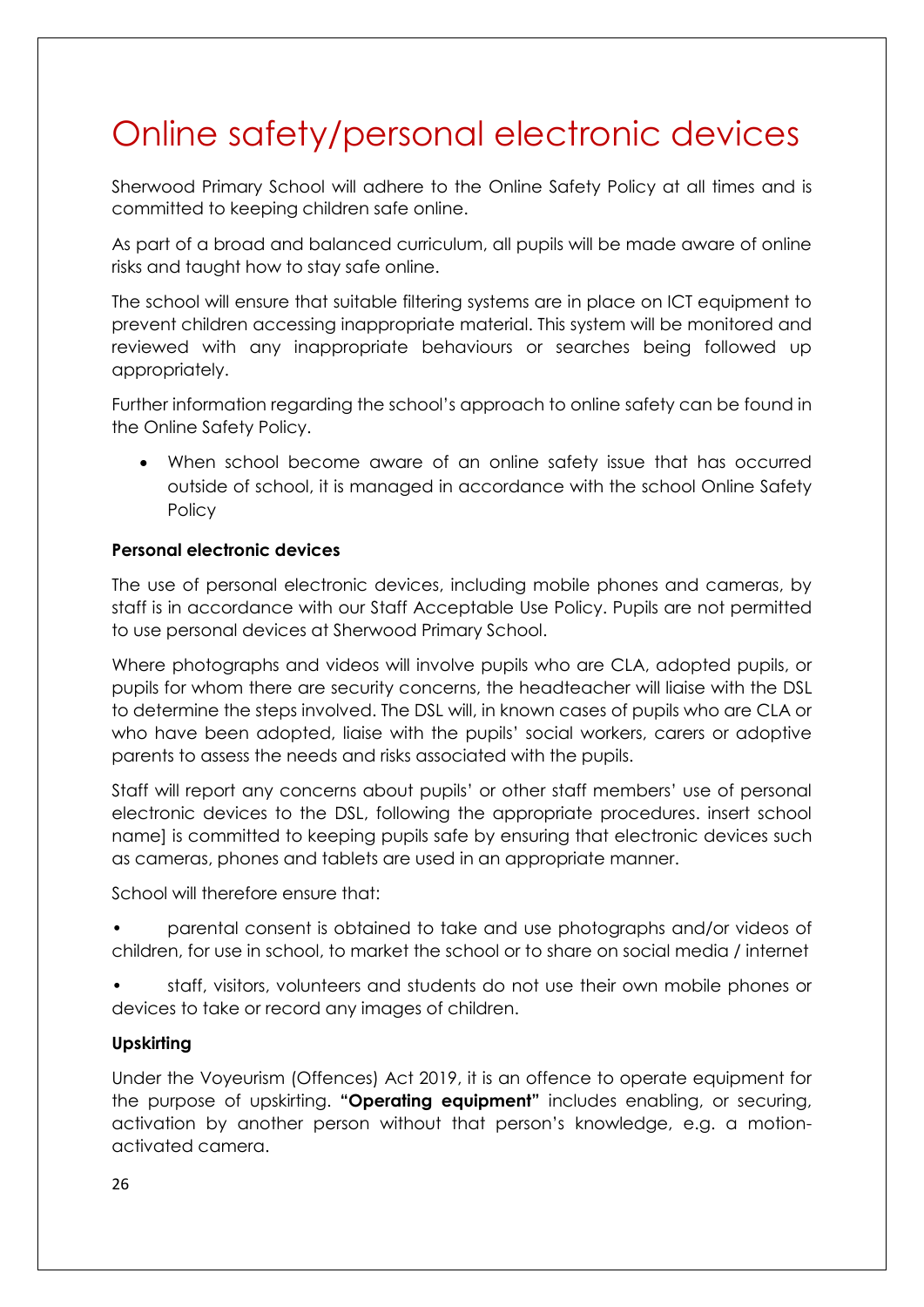# Online safety/personal electronic devices

Sherwood Primary School will adhere to the Online Safety Policy at all times and is committed to keeping children safe online.

As part of a broad and balanced curriculum, all pupils will be made aware of online risks and taught how to stay safe online.

The school will ensure that suitable filtering systems are in place on ICT equipment to prevent children accessing inappropriate material. This system will be monitored and reviewed with any inappropriate behaviours or searches being followed up appropriately.

Further information regarding the school's approach to online safety can be found in the Online Safety Policy.

- When school become aware of an online safety issue that has occurred outside of school, it is managed in accordance with the school Online Safety Policy

**Personal electronic devices**

The use of personal electronic devices, including mobile phones and cameras, by staff is in accordance with our Staff Acceptable Use Policy. Pupils are not permitted to use personal devices at Sherwood Primary School.

Where photographs and videos will involve pupils who are CLA, adopted pupils, or pupils for whom there are security concerns, the headteacher will liaise with the DSL to determine the steps involved. The DSL will, in known cases of pupils who are CLA or who have been adopted, liaise with the pupils' social workers, carers or adoptive parents to assess the needs and risks associated with the pupils.

Staff will report any concerns about pupils' or other staff members' use of personal electronic devices to the DSL, following the appropriate procedures. insert school name] is committed to keeping pupils safe by ensuring that electronic devices such as cameras, phones and tablets are used in an appropriate manner.

School will therefore ensure that:

- parental consent is obtained to take and use photographs and/or videos of children, for use in school, to market the school or to share on social media / internet
- staff, visitors, volunteers and students do not use their own mobile phones or devices to take or record any images of children.

**Upskirting**

Under the Voyeurism (Offences) Act 2019, it is an offence to operate equipment for the purpose of upskirting. **"Operating equipment"** includes enabling, or securing, activation by another person without that person's knowledge, e.g. a motion-activated camera.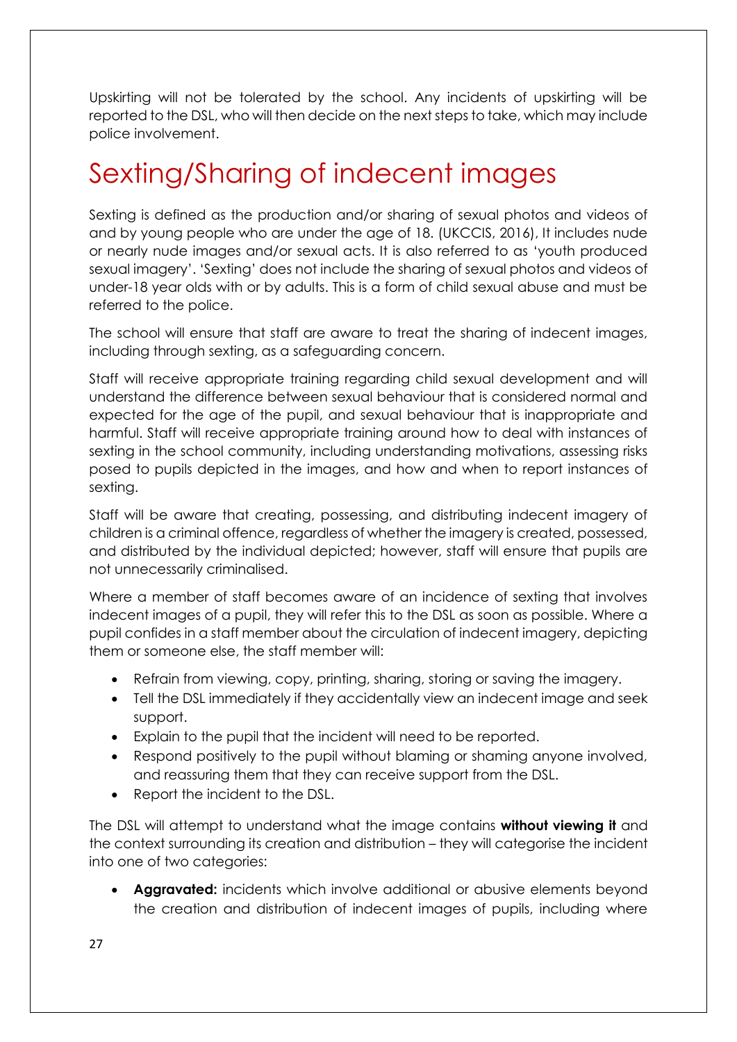Upskirting will not be tolerated by the school. Any incidents of upskirting will be reported to the DSL, who will then decide on the next steps to take, which may include police involvement.

# Sexting/Sharing of indecent images

Sexting is defined as the production and/or sharing of sexual photos and videos of and by young people who are under the age of 18. (UKCCIS, 2016), It includes nude or nearly nude images and/or sexual acts. It is also referred to as 'youth produced sexual imagery'. 'Sexting' does not include the sharing of sexual photos and videos of under-18 year olds with or by adults. This is a form of child sexual abuse and must be referred to the police.

The school will ensure that staff are aware to treat the sharing of indecent images, including through sexting, as a safeguarding concern.

Staff will receive appropriate training regarding child sexual development and will understand the difference between sexual behaviour that is considered normal and expected for the age of the pupil, and sexual behaviour that is inappropriate and harmful. Staff will receive appropriate training around how to deal with instances of sexting in the school community, including understanding motivations, assessing risks posed to pupils depicted in the images, and how and when to report instances of sexting.

Staff will be aware that creating, possessing, and distributing indecent imagery of children is a criminal offence, regardless of whether the imagery is created, possessed, and distributed by the individual depicted; however, staff will ensure that pupils are not unnecessarily criminalised.

Where a member of staff becomes aware of an incidence of sexting that involves indecent images of a pupil, they will refer this to the DSL as soon as possible. Where a pupil confides in a staff member about the circulation of indecent imagery, depicting them or someone else, the staff member will:

- Refrain from viewing, copy, printing, sharing, storing or saving the imagery.
- Tell the DSL immediately if they accidentally view an indecent image and seek support.
- Explain to the pupil that the incident will need to be reported.
- Respond positively to the pupil without blaming or shaming anyone involved, and reassuring them that they can receive support from the DSL.
- Report the incident to the DSL.

The DSL will attempt to understand what the image contains **without viewing it** and the context surrounding its creation and distribution – they will categorise the incident into one of two categories:

- **Aggravated:** incidents which involve additional or abusive elements beyond the creation and distribution of indecent images of pupils, including where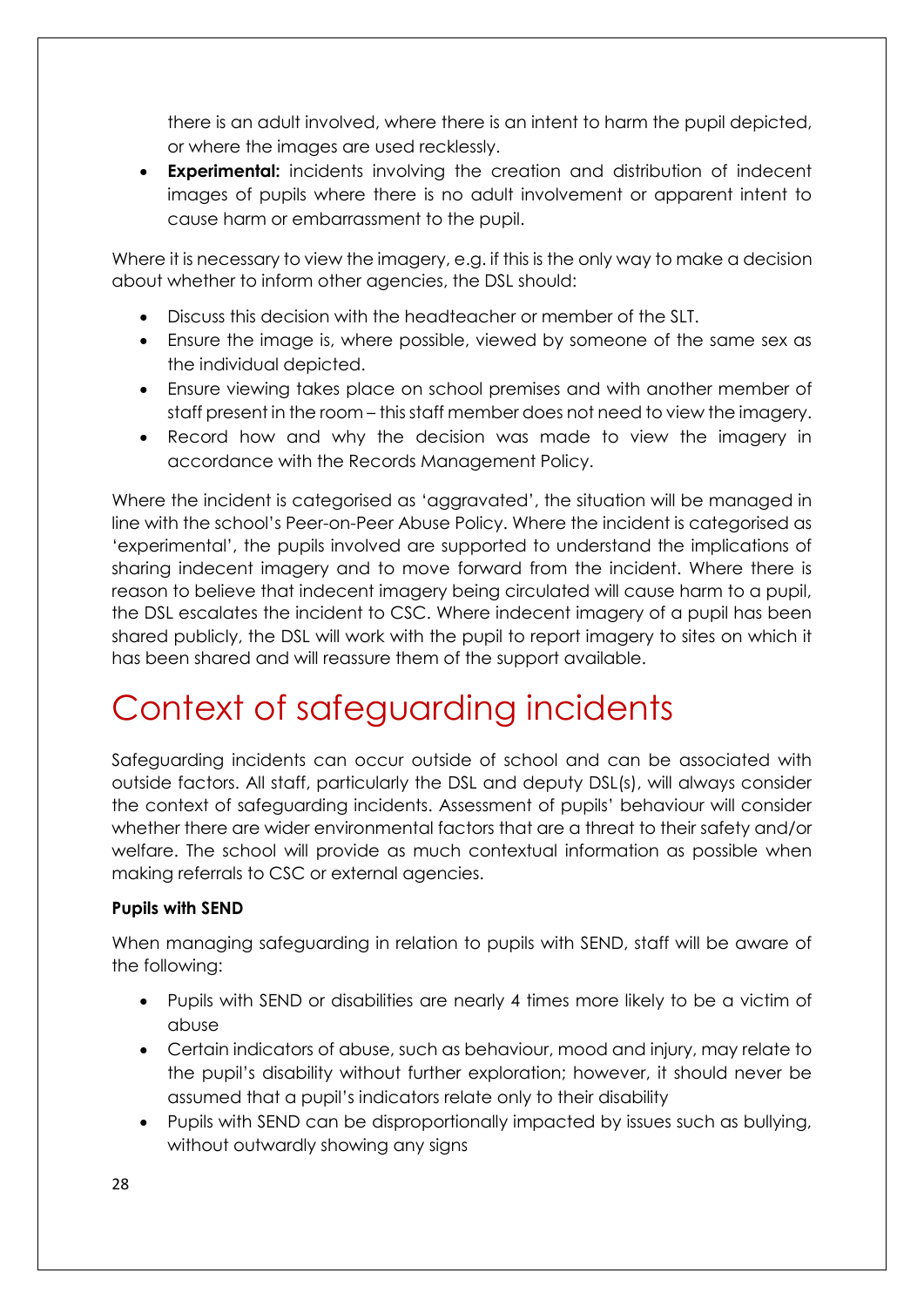there is an adult involved, where there is an intent to harm the pupil depicted, or where the images are used recklessly.

- **Experimental:** incidents involving the creation and distribution of indecent images of pupils where there is no adult involvement or apparent intent to cause harm or embarrassment to the pupil.

Where it is necessary to view the imagery, e.g. if this is the only way to make a decision about whether to inform other agencies, the DSL should:

- Discuss this decision with the headteacher or member of the SLT.
- Ensure the image is, where possible, viewed by someone of the same sex as the individual depicted.
- Ensure viewing takes place on school premises and with another member of staff present in the room – this staff member does not need to view the imagery.
- Record how and why the decision was made to view the imagery in accordance with the Records Management Policy.

Where the incident is categorised as 'aggravated', the situation will be managed in line with the school's Peer-on-Peer Abuse Policy. Where the incident is categorised as 'experimental', the pupils involved are supported to understand the implications of sharing indecent imagery and to move forward from the incident. Where there is reason to believe that indecent imagery being circulated will cause harm to a pupil, the DSL escalates the incident to CSC. Where indecent imagery of a pupil has been shared publicly, the DSL will work with the pupil to report imagery to sites on which it has been shared and will reassure them of the support available.

# Context of safeguarding incidents

Safeguarding incidents can occur outside of school and can be associated with outside factors. All staff, particularly the DSL and deputy DSL(s), will always consider the context of safeguarding incidents. Assessment of pupils' behaviour will consider whether there are wider environmental factors that are a threat to their safety and/or welfare. The school will provide as much contextual information as possible when making referrals to CSC or external agencies.

**Pupils with SEND**

When managing safeguarding in relation to pupils with SEND, staff will be aware of the following:

- Pupils with SEND or disabilities are nearly 4 times more likely to be a victim of abuse
- Certain indicators of abuse, such as behaviour, mood and injury, may relate to the pupil's disability without further exploration; however, it should never be assumed that a pupil's indicators relate only to their disability
- Pupils with SEND can be disproportionally impacted by issues such as bullying, without outwardly showing any signs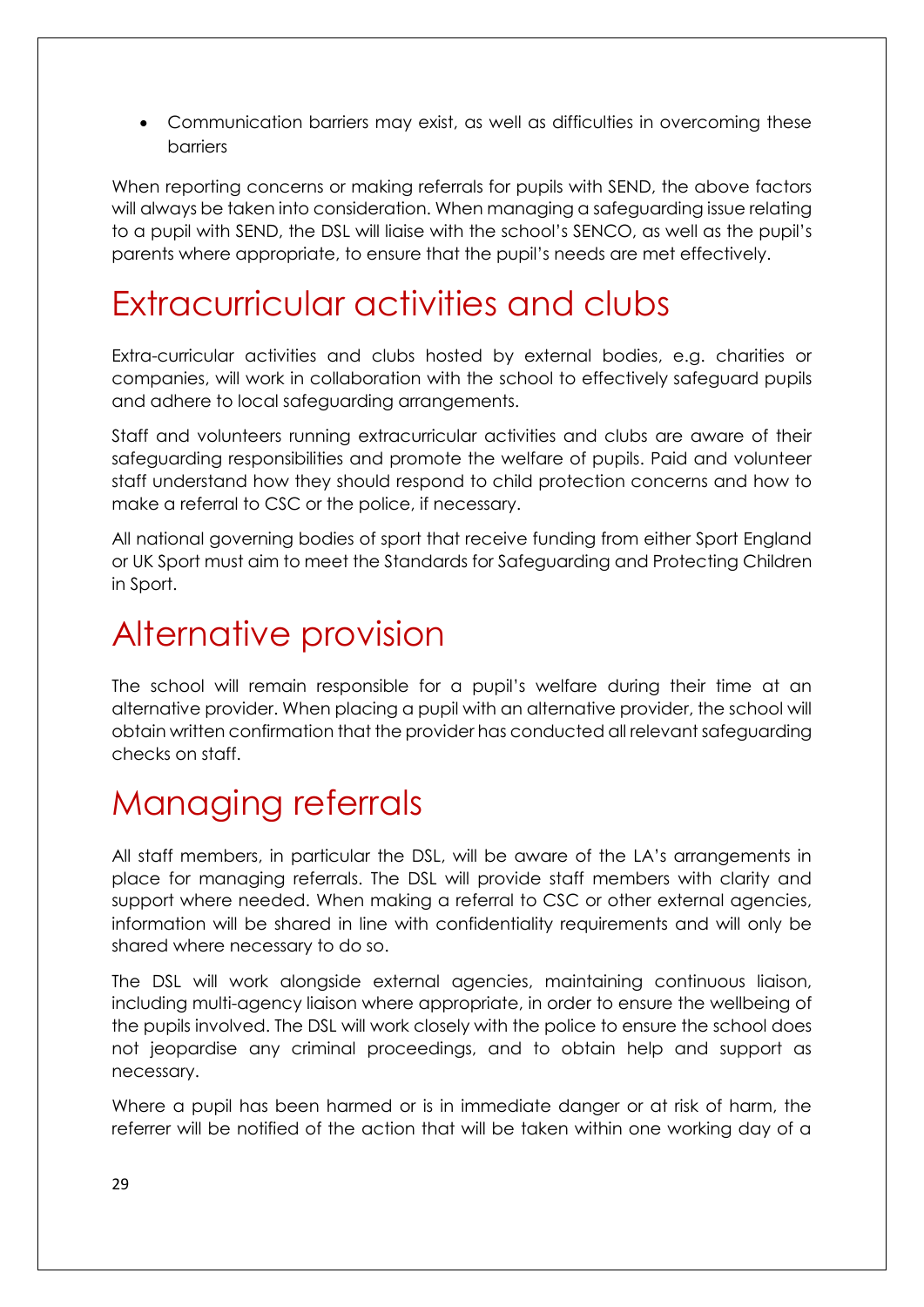- Communication barriers may exist, as well as difficulties in overcoming these barriers

When reporting concerns or making referrals for pupils with SEND, the above factors will always be taken into consideration. When managing a safeguarding issue relating to a pupil with SEND, the DSL will liaise with the school's SENCO, as well as the pupil's parents where appropriate, to ensure that the pupil's needs are met effectively.

# Extracurricular activities and clubs

Extra-curricular activities and clubs hosted by external bodies, e.g. charities or companies, will work in collaboration with the school to effectively safeguard pupils and adhere to local safeguarding arrangements.

Staff and volunteers running extracurricular activities and clubs are aware of their safeguarding responsibilities and promote the welfare of pupils. Paid and volunteer staff understand how they should respond to child protection concerns and how to make a referral to CSC or the police, if necessary.

All national governing bodies of sport that receive funding from either Sport England or UK Sport must aim to meet the Standards for Safeguarding and Protecting Children in Sport.

# Alternative provision

The school will remain responsible for a pupil's welfare during their time at an alternative provider. When placing a pupil with an alternative provider, the school will obtain written confirmation that the provider has conducted all relevant safeguarding checks on staff.

# Managing referrals

All staff members, in particular the DSL, will be aware of the LA's arrangements in place for managing referrals. The DSL will provide staff members with clarity and support where needed. When making a referral to CSC or other external agencies, information will be shared in line with confidentiality requirements and will only be shared where necessary to do so.

The DSL will work alongside external agencies, maintaining continuous liaison, including multi-agency liaison where appropriate, in order to ensure the wellbeing of the pupils involved. The DSL will work closely with the police to ensure the school does not jeopardise any criminal proceedings, and to obtain help and support as necessary.

Where a pupil has been harmed or is in immediate danger or at risk of harm, the referrer will be notified of the action that will be taken within one working day of a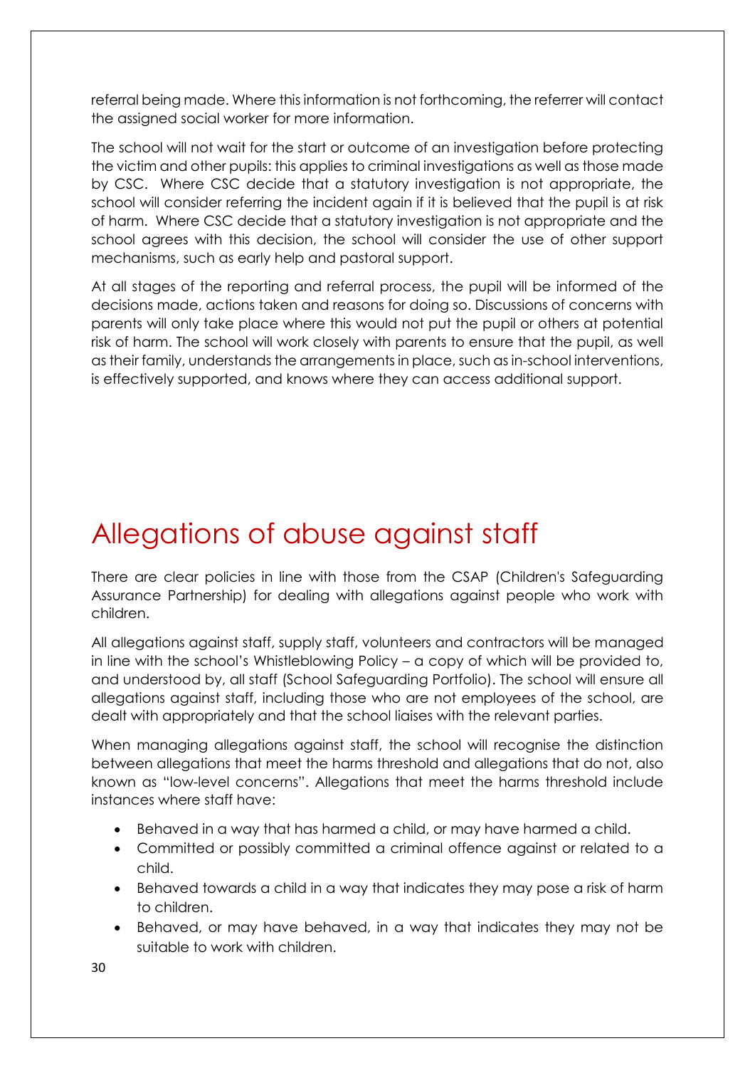referral being made. Where this information is not forthcoming, the referrer will contact the assigned social worker for more information.

The school will not wait for the start or outcome of an investigation before protecting the victim and other pupils: this applies to criminal investigations as well as those made by CSC. Where CSC decide that a statutory investigation is not appropriate, the school will consider referring the incident again if it is believed that the pupil is at risk of harm. Where CSC decide that a statutory investigation is not appropriate and the school agrees with this decision, the school will consider the use of other support mechanisms, such as early help and pastoral support.

At all stages of the reporting and referral process, the pupil will be informed of the decisions made, actions taken and reasons for doing so. Discussions of concerns with parents will only take place where this would not put the pupil or others at potential risk of harm. The school will work closely with parents to ensure that the pupil, as well as their family, understands the arrangements in place, such as in-school interventions, is effectively supported, and knows where they can access additional support.

# Allegations of abuse against staff

There are clear policies in line with those from the CSAP (Children's Safeguarding Assurance Partnership) for dealing with allegations against people who work with children.

All allegations against staff, supply staff, volunteers and contractors will be managed in line with the school's Whistleblowing Policy – a copy of which will be provided to, and understood by, all staff (School Safeguarding Portfolio). The school will ensure all allegations against staff, including those who are not employees of the school, are dealt with appropriately and that the school liaises with the relevant parties.

When managing allegations against staff, the school will recognise the distinction between allegations that meet the harms threshold and allegations that do not, also known as "low-level concerns". Allegations that meet the harms threshold include instances where staff have:

- Behaved in a way that has harmed a child, or may have harmed a child.
- Committed or possibly committed a criminal offence against or related to a child.
- Behaved towards a child in a way that indicates they may pose a risk of harm to children.
- Behaved, or may have behaved, in a way that indicates they may not be suitable to work with children.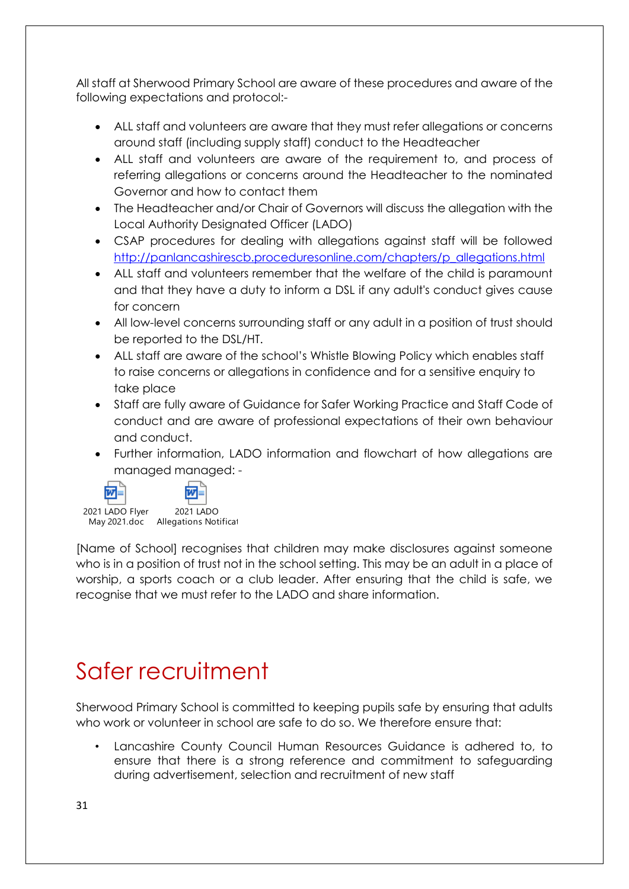All staff at Sherwood Primary School are aware of these procedures and aware of the following expectations and protocol:-

- ALL staff and volunteers are aware that they must refer allegations or concerns around staff (including supply staff) conduct to the Headteacher
- ALL staff and volunteers are aware of the requirement to, and process of referring allegations or concerns around the Headteacher to the nominated Governor and how to contact them
- The Headteacher and/or Chair of Governors will discuss the allegation with the Local Authority Designated Officer (LADO)
- CSAP procedures for dealing with allegations against staff will be followed [http://panlancashirescb.proceduresonline.com/chapters/p_allegations.html](http://panlancashirescb.proceduresonline.com/chapters/p_allegations.html)
- ALL staff and volunteers remember that the welfare of the child is paramount and that they have a duty to inform a DSL if any adult's conduct gives cause for concern
- All low-level concerns surrounding staff or any adult in a position of trust should be reported to the DSL/HT.
- ALL staff are aware of the school's Whistle Blowing Policy which enables staff to raise concerns or allegations in confidence and for a sensitive enquiry to take place
- Staff are fully aware of Guidance for Safer Working Practice and Staff Code of conduct and are aware of professional expectations of their own behaviour and conduct.
- Further information, LADO information and flowchart of how allegations are managed managed: -

2021 LADO Flyer May 2021.doc    2021 LADO Allegations Notificat

[Name of School] recognises that children may make disclosures against someone who is in a position of trust not in the school setting. This may be an adult in a place of worship, a sports coach or a club leader. After ensuring that the child is safe, we recognise that we must refer to the LADO and share information.

# Safer recruitment

Sherwood Primary School is committed to keeping pupils safe by ensuring that adults who work or volunteer in school are safe to do so. We therefore ensure that:

- Lancashire County Council Human Resources Guidance is adhered to, to ensure that there is a strong reference and commitment to safeguarding during advertisement, selection and recruitment of new staff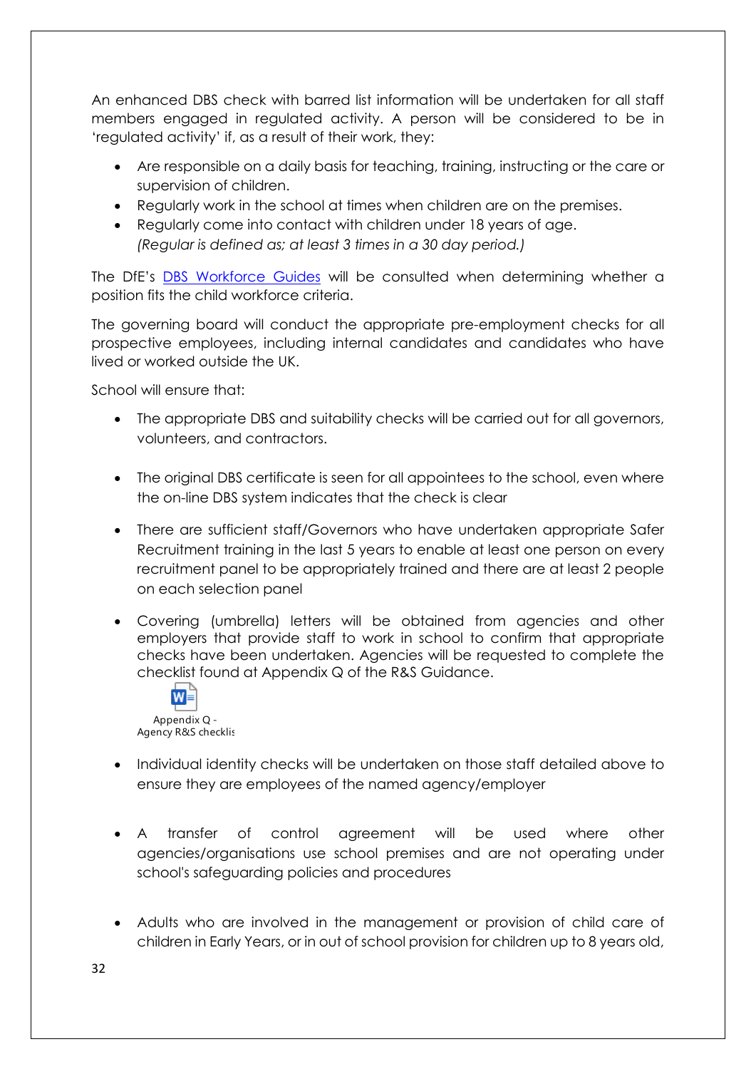An enhanced DBS check with barred list information will be undertaken for all staff members engaged in regulated activity. A person will be considered to be in 'regulated activity' if, as a result of their work, they:

- Are responsible on a daily basis for teaching, training, instructing or the care or supervision of children.
- Regularly work in the school at times when children are on the premises.
- Regularly come into contact with children under 18 years of age.
  *(Regular is defined as; at least 3 times in a 30 day period.)*

The DfE's DBS Workforce Guides will be consulted when determining whether a position fits the child workforce criteria.

The governing board will conduct the appropriate pre-employment checks for all prospective employees, including internal candidates and candidates who have lived or worked outside the UK.

School will ensure that:

- The appropriate DBS and suitability checks will be carried out for all governors, volunteers, and contractors.

- The original DBS certificate is seen for all appointees to the school, even where the on-line DBS system indicates that the check is clear

- There are sufficient staff/Governors who have undertaken appropriate Safer Recruitment training in the last 5 years to enable at least one person on every recruitment panel to be appropriately trained and there are at least 2 people on each selection panel

- Covering (umbrella) letters will be obtained from agencies and other employers that provide staff to work in school to confirm that appropriate checks have been undertaken. Agencies will be requested to complete the checklist found at Appendix Q of the R&S Guidance.

  Appendix Q - Agency R&S checklis

- Individual identity checks will be undertaken on those staff detailed above to ensure they are employees of the named agency/employer

- A transfer of control agreement will be used where other agencies/organisations use school premises and are not operating under school's safeguarding policies and procedures

- Adults who are involved in the management or provision of child care of children in Early Years, or in out of school provision for children up to 8 years old,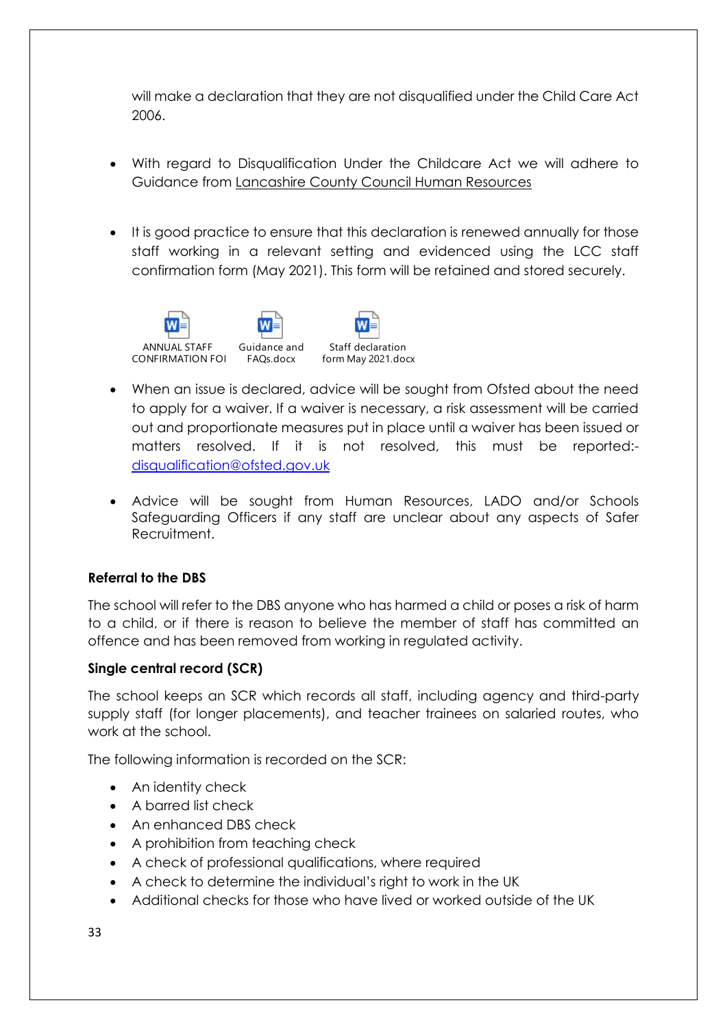will make a declaration that they are not disqualified under the Child Care Act 2006.

- With regard to Disqualification Under the Childcare Act we will adhere to Guidance from Lancashire County Council Human Resources

- It is good practice to ensure that this declaration is renewed annually for those staff working in a relevant setting and evidenced using the LCC staff confirmation form (May 2021). This form will be retained and stored securely.

ANNUAL STAFF CONFIRMATION FOI    Guidance and FAQs.docx    Staff declaration form May 2021.docx

- When an issue is declared, advice will be sought from Ofsted about the need to apply for a waiver. If a waiver is necessary, a risk assessment will be carried out and proportionate measures put in place until a waiver has been issued or matters resolved. If it is not resolved, this must be reported:- disqualification@ofsted.gov.uk

- Advice will be sought from Human Resources, LADO and/or Schools Safeguarding Officers if any staff are unclear about any aspects of Safer Recruitment.

**Referral to the DBS**

The school will refer to the DBS anyone who has harmed a child or poses a risk of harm to a child, or if there is reason to believe the member of staff has committed an offence and has been removed from working in regulated activity.

**Single central record (SCR)**

The school keeps an SCR which records all staff, including agency and third-party supply staff (for longer placements), and teacher trainees on salaried routes, who work at the school.

The following information is recorded on the SCR:

- An identity check
- A barred list check
- An enhanced DBS check
- A prohibition from teaching check
- A check of professional qualifications, where required
- A check to determine the individual's right to work in the UK
- Additional checks for those who have lived or worked outside of the UK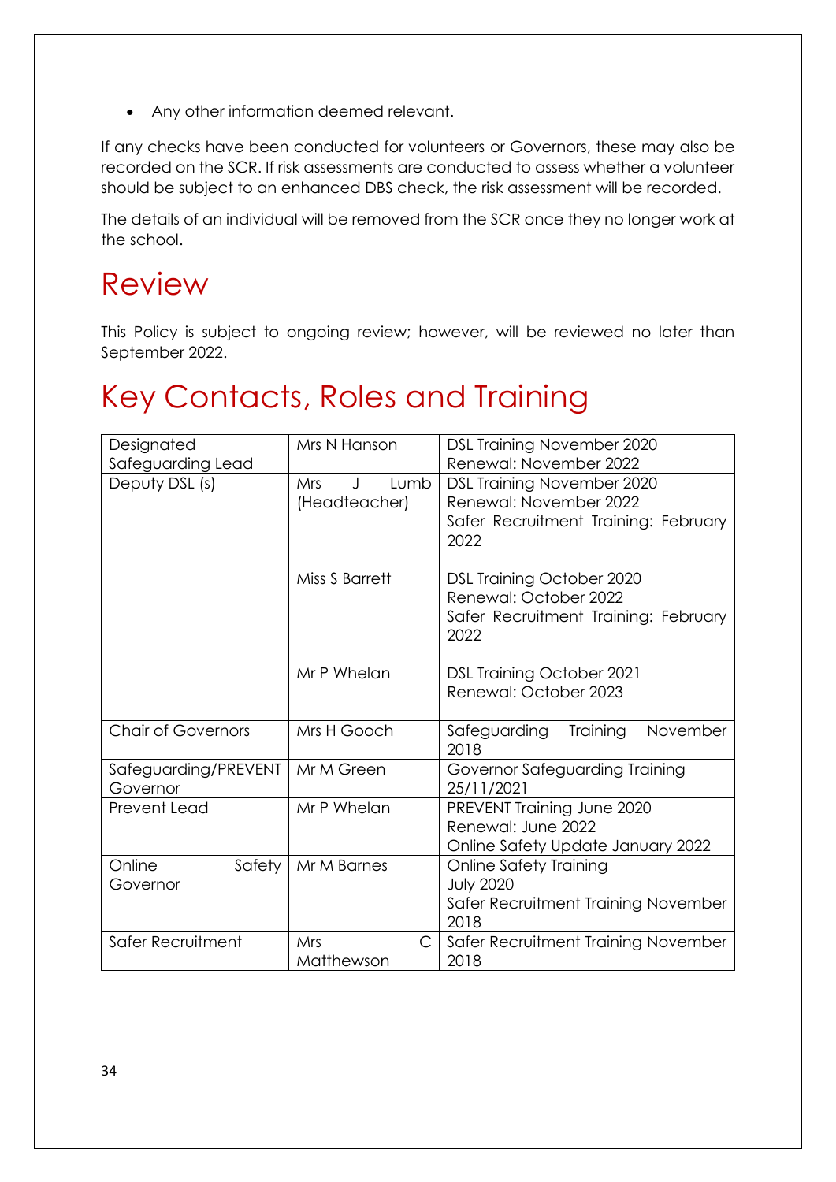- Any other information deemed relevant.

If any checks have been conducted for volunteers or Governors, these may also be recorded on the SCR. If risk assessments are conducted to assess whether a volunteer should be subject to an enhanced DBS check, the risk assessment will be recorded.

The details of an individual will be removed from the SCR once they no longer work at the school.

# Review

This Policy is subject to ongoing review; however, will be reviewed no later than September 2022.

# Key Contacts, Roles and Training

| | | |
|---|---|---|
| Designated Safeguarding Lead | Mrs N Hanson | DSL Training November 2020<br>Renewal: November 2022 |
| Deputy DSL (s) | Mrs J Lumb (Headteacher) | DSL Training November 2020<br>Renewal: November 2022<br>Safer Recruitment Training: February 2022 |
| | Miss S Barrett | DSL Training October 2020<br>Renewal: October 2022<br>Safer Recruitment Training: February 2022 |
| | Mr P Whelan | DSL Training October 2021<br>Renewal: October 2023 |
| Chair of Governors | Mrs H Gooch | Safeguarding Training November 2018 |
| Safeguarding/PREVENT Governor | Mr M Green | Governor Safeguarding Training 25/11/2021 |
| Prevent Lead | Mr P Whelan | PREVENT Training June 2020<br>Renewal: June 2022<br>Online Safety Update January 2022 |
| Online Safety Governor | Mr M Barnes | Online Safety Training<br>July 2020<br>Safer Recruitment Training November 2018 |
| Safer Recruitment | Mrs C Matthewson | Safer Recruitment Training November 2018 |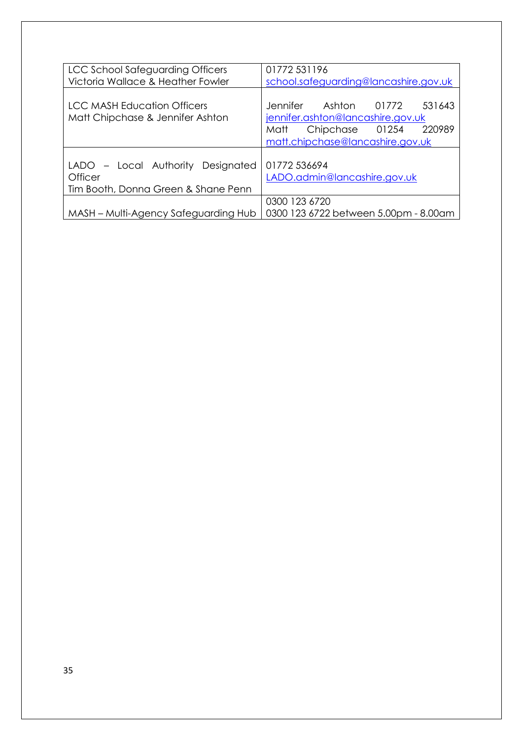| | |
|---|---|
| LCC School Safeguarding Officers<br>Victoria Wallace & Heather Fowler | 01772 531196<br>school.safeguarding@lancashire.gov.uk |
| LCC MASH Education Officers<br>Matt Chipchase & Jennifer Ashton | Jennifer Ashton 01772 531643<br>jennifer.ashton@lancashire.gov.uk<br>Matt Chipchase 01254 220989<br>matt.chipchase@lancashire.gov.uk |
| LADO – Local Authority Designated Officer<br>Tim Booth, Donna Green & Shane Penn | 01772 536694<br>LADO.admin@lancashire.gov.uk |
| MASH – Multi-Agency Safeguarding Hub | 0300 123 6720<br>0300 123 6722 between 5.00pm - 8.00am |